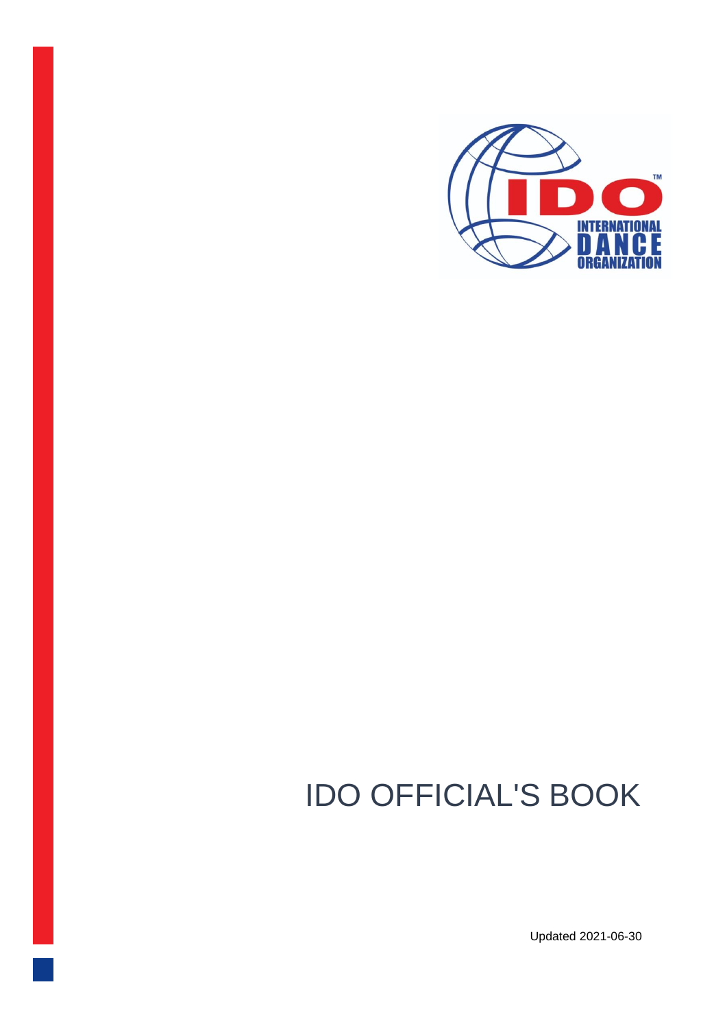# IDO OFFICIAL'S BOOK

Updated 2021-06-30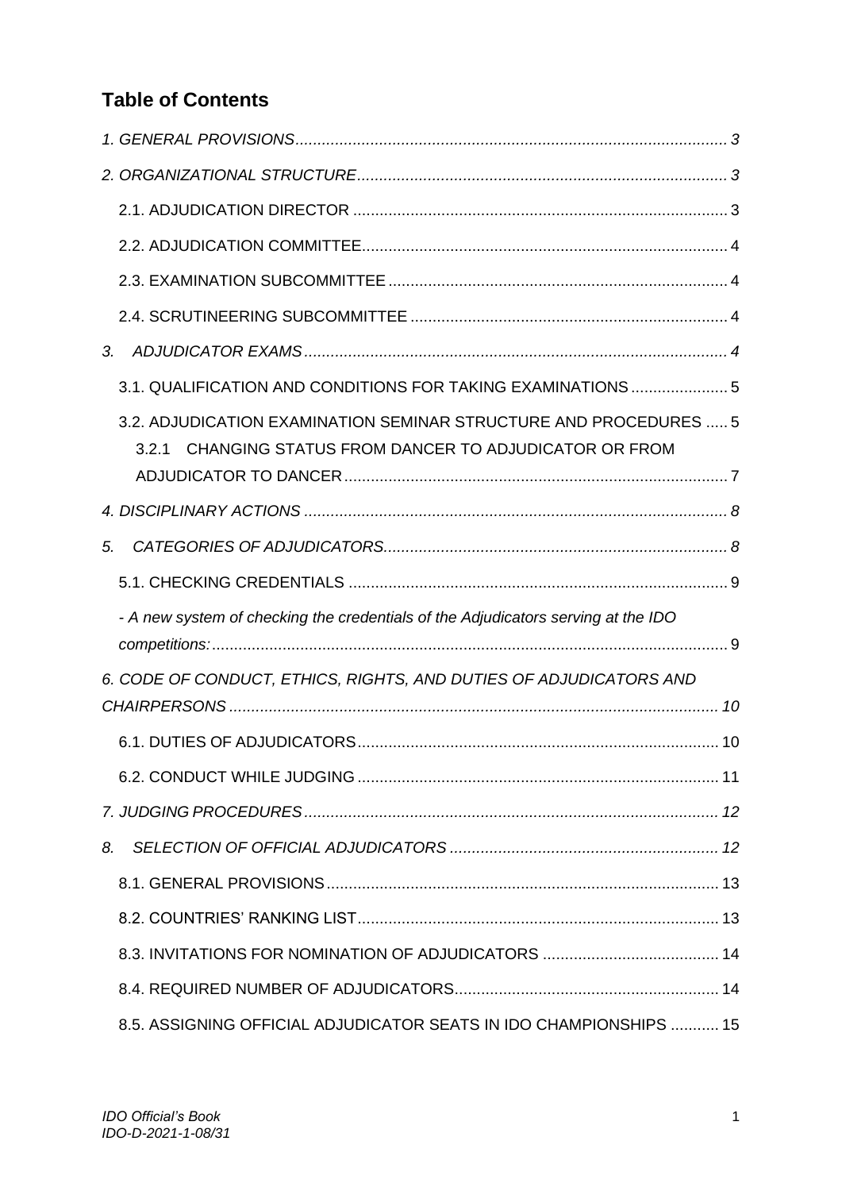## Table of Contents

*1. GENERAL PROVISIONS* ........ *3*

*2. ORGANIZATIONAL STRUCTURE* ........ *3*

- 2.1. ADJUDICATION DIRECTOR ........ 3
- 2.2. ADJUDICATION COMMITTEE ........ 4
- 2.3. EXAMINATION SUBCOMMITTEE ........ 4
- 2.4. SCRUTINEERING SUBCOMMITTEE ........ 4

*3. ADJUDICATOR EXAMS* ........ *4*

- 3.1. QUALIFICATION AND CONDITIONS FOR TAKING EXAMINATIONS ........ 5
- 3.2. ADJUDICATION EXAMINATION SEMINAR STRUCTURE AND PROCEDURES ........ 5
  - 3.2.1 CHANGING STATUS FROM DANCER TO ADJUDICATOR OR FROM ADJUDICATOR TO DANCER ........ 7

*4. DISCIPLINARY ACTIONS* ........ *8*

*5. CATEGORIES OF ADJUDICATORS* ........ *8*

- 5.1. CHECKING CREDENTIALS ........ 9
- *- A new system of checking the credentials of the Adjudicators serving at the IDO competitions:* ........ 9

*6. CODE OF CONDUCT, ETHICS, RIGHTS, AND DUTIES OF ADJUDICATORS AND CHAIRPERSONS* ........ *10*

- 6.1. DUTIES OF ADJUDICATORS ........ 10
- 6.2. CONDUCT WHILE JUDGING ........ 11

*7. JUDGING PROCEDURES* ........ *12*

*8. SELECTION OF OFFICIAL ADJUDICATORS* ........ *12*

- 8.1. GENERAL PROVISIONS ........ 13
- 8.2. COUNTRIES' RANKING LIST ........ 13
- 8.3. INVITATIONS FOR NOMINATION OF ADJUDICATORS ........ 14
- 8.4. REQUIRED NUMBER OF ADJUDICATORS ........ 14
- 8.5. ASSIGNING OFFICIAL ADJUDICATOR SEATS IN IDO CHAMPIONSHIPS ........ 15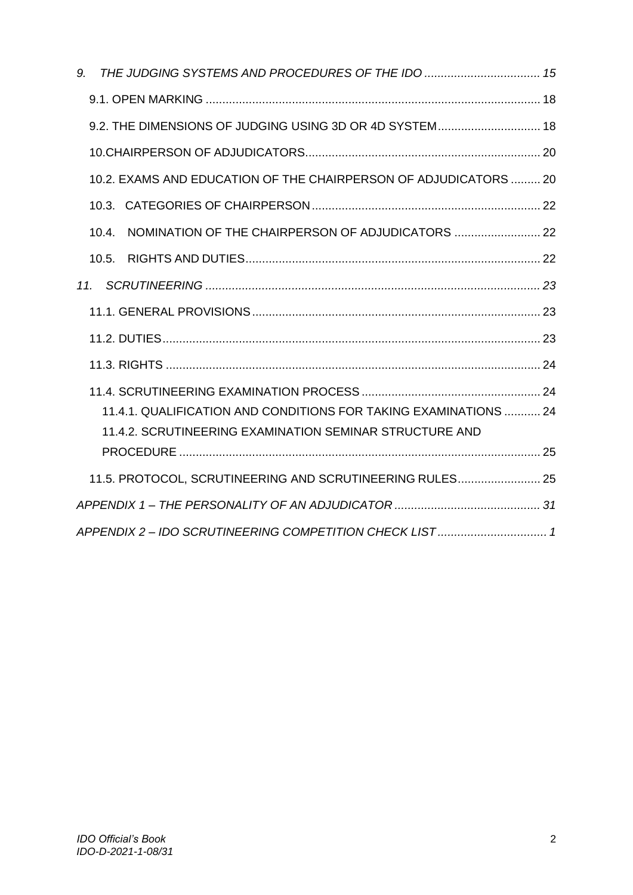*9. THE JUDGING SYSTEMS AND PROCEDURES OF THE IDO .................................. 15*

9.1. OPEN MARKING .................................................................................................... 18

9.2. THE DIMENSIONS OF JUDGING USING 3D OR 4D SYSTEM.............................. 18

10.CHAIRPERSON OF ADJUDICATORS...................................................................... 20

10.2. EXAMS AND EDUCATION OF THE CHAIRPERSON OF ADJUDICATORS ......... 20

10.3. CATEGORIES OF CHAIRPERSON .................................................................... 22

10.4. NOMINATION OF THE CHAIRPERSON OF ADJUDICATORS .......................... 22

10.5. RIGHTS AND DUTIES......................................................................................... 22

*11. SCRUTINEERING .................................................................................................. 23*

11.1. GENERAL PROVISIONS...................................................................................... 23

11.2. DUTIES................................................................................................................. 23

11.3. RIGHTS ................................................................................................................ 24

11.4. SCRUTINEERING EXAMINATION PROCESS ..................................................... 24

11.4.1. QUALIFICATION AND CONDITIONS FOR TAKING EXAMINATIONS ........... 24

11.4.2. SCRUTINEERING EXAMINATION SEMINAR STRUCTURE AND PROCEDURE ........................................................................................................... 25

11.5. PROTOCOL, SCRUTINEERING AND SCRUTINEERING RULES......................... 25

*APPENDIX 1 – THE PERSONALITY OF AN ADJUDICATOR ............................................ 31*

*APPENDIX 2 – IDO SCRUTINEERING COMPETITION CHECK LIST ................................. 1*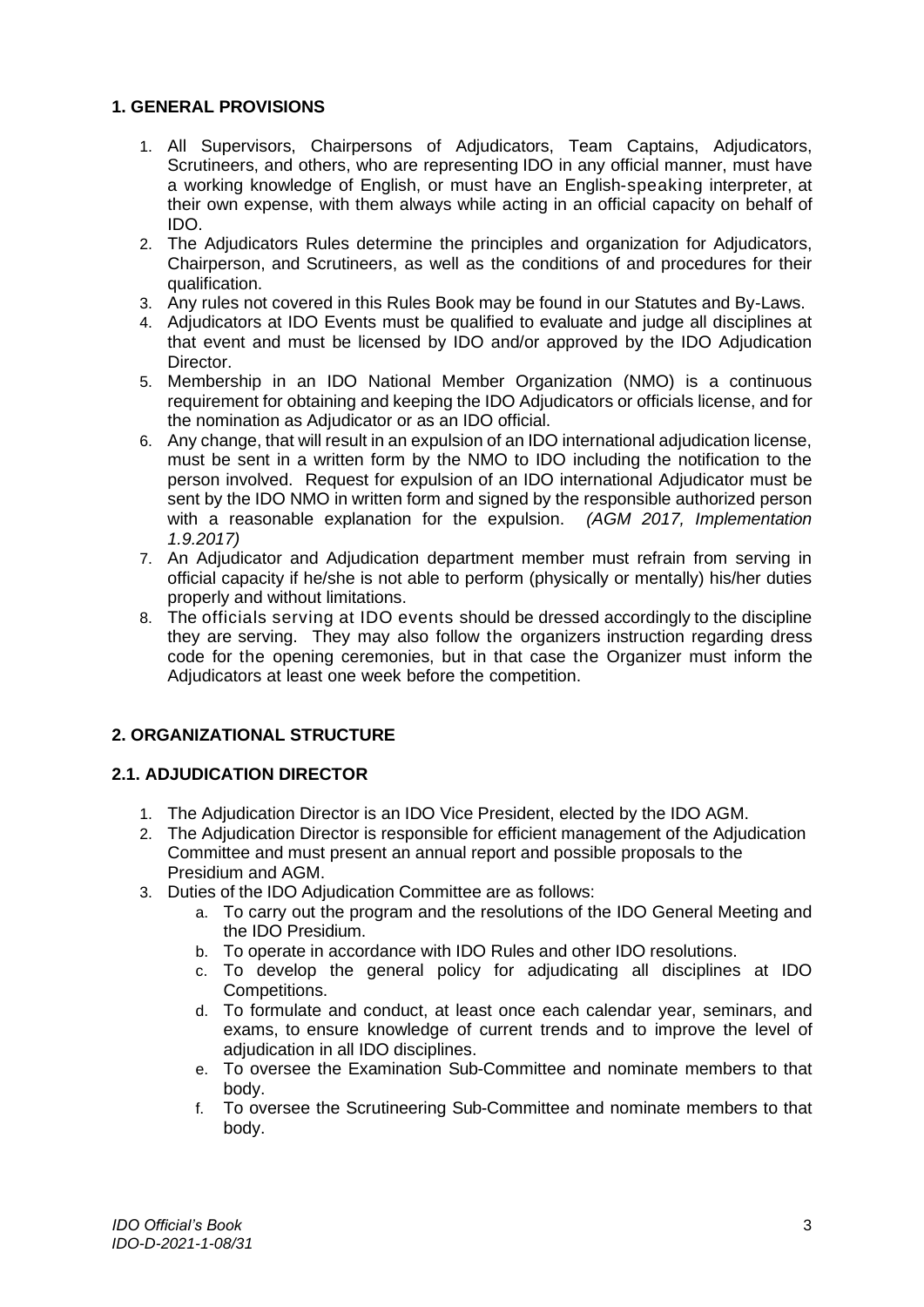## 1. GENERAL PROVISIONS

1. All Supervisors, Chairpersons of Adjudicators, Team Captains, Adjudicators, Scrutineers, and others, who are representing IDO in any official manner, must have a working knowledge of English, or must have an English-speaking interpreter, at their own expense, with them always while acting in an official capacity on behalf of IDO.
2. The Adjudicators Rules determine the principles and organization for Adjudicators, Chairperson, and Scrutineers, as well as the conditions of and procedures for their qualification.
3. Any rules not covered in this Rules Book may be found in our Statutes and By-Laws.
4. Adjudicators at IDO Events must be qualified to evaluate and judge all disciplines at that event and must be licensed by IDO and/or approved by the IDO Adjudication Director.
5. Membership in an IDO National Member Organization (NMO) is a continuous requirement for obtaining and keeping the IDO Adjudicators or officials license, and for the nomination as Adjudicator or as an IDO official.
6. Any change, that will result in an expulsion of an IDO international adjudication license, must be sent in a written form by the NMO to IDO including the notification to the person involved. Request for expulsion of an IDO international Adjudicator must be sent by the IDO NMO in written form and signed by the responsible authorized person with a reasonable explanation for the expulsion. *(AGM 2017, Implementation 1.9.2017)*
7. An Adjudicator and Adjudication department member must refrain from serving in official capacity if he/she is not able to perform (physically or mentally) his/her duties properly and without limitations.
8. The officials serving at IDO events should be dressed accordingly to the discipline they are serving. They may also follow the organizers instruction regarding dress code for the opening ceremonies, but in that case the Organizer must inform the Adjudicators at least one week before the competition.

## 2. ORGANIZATIONAL STRUCTURE

### 2.1. ADJUDICATION DIRECTOR

1. The Adjudication Director is an IDO Vice President, elected by the IDO AGM.
2. The Adjudication Director is responsible for efficient management of the Adjudication Committee and must present an annual report and possible proposals to the Presidium and AGM.
3. Duties of the IDO Adjudication Committee are as follows:
   a. To carry out the program and the resolutions of the IDO General Meeting and the IDO Presidium.
   b. To operate in accordance with IDO Rules and other IDO resolutions.
   c. To develop the general policy for adjudicating all disciplines at IDO Competitions.
   d. To formulate and conduct, at least once each calendar year, seminars, and exams, to ensure knowledge of current trends and to improve the level of adjudication in all IDO disciplines.
   e. To oversee the Examination Sub-Committee and nominate members to that body.
   f. To oversee the Scrutineering Sub-Committee and nominate members to that body.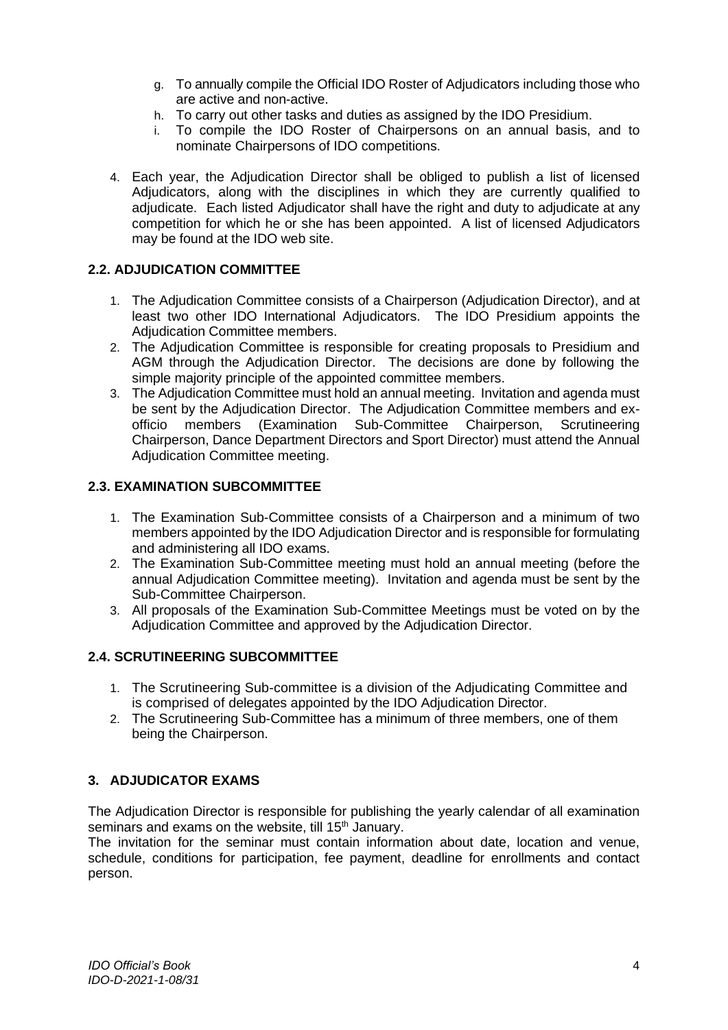g. To annually compile the Official IDO Roster of Adjudicators including those who are active and non-active.
h. To carry out other tasks and duties as assigned by the IDO Presidium.
i. To compile the IDO Roster of Chairpersons on an annual basis, and to nominate Chairpersons of IDO competitions.

4. Each year, the Adjudication Director shall be obliged to publish a list of licensed Adjudicators, along with the disciplines in which they are currently qualified to adjudicate. Each listed Adjudicator shall have the right and duty to adjudicate at any competition for which he or she has been appointed. A list of licensed Adjudicators may be found at the IDO web site.

### 2.2. ADJUDICATION COMMITTEE

1. The Adjudication Committee consists of a Chairperson (Adjudication Director), and at least two other IDO International Adjudicators. The IDO Presidium appoints the Adjudication Committee members.
2. The Adjudication Committee is responsible for creating proposals to Presidium and AGM through the Adjudication Director. The decisions are done by following the simple majority principle of the appointed committee members.
3. The Adjudication Committee must hold an annual meeting. Invitation and agenda must be sent by the Adjudication Director. The Adjudication Committee members and ex-officio members (Examination Sub-Committee Chairperson, Scrutineering Chairperson, Dance Department Directors and Sport Director) must attend the Annual Adjudication Committee meeting.

### 2.3. EXAMINATION SUBCOMMITTEE

1. The Examination Sub-Committee consists of a Chairperson and a minimum of two members appointed by the IDO Adjudication Director and is responsible for formulating and administering all IDO exams.
2. The Examination Sub-Committee meeting must hold an annual meeting (before the annual Adjudication Committee meeting). Invitation and agenda must be sent by the Sub-Committee Chairperson.
3. All proposals of the Examination Sub-Committee Meetings must be voted on by the Adjudication Committee and approved by the Adjudication Director.

### 2.4. SCRUTINEERING SUBCOMMITTEE

1. The Scrutineering Sub-committee is a division of the Adjudicating Committee and is comprised of delegates appointed by the IDO Adjudication Director.
2. The Scrutineering Sub-Committee has a minimum of three members, one of them being the Chairperson.

## 3. ADJUDICATOR EXAMS

The Adjudication Director is responsible for publishing the yearly calendar of all examination seminars and exams on the website, till 15th January.
The invitation for the seminar must contain information about date, location and venue, schedule, conditions for participation, fee payment, deadline for enrollments and contact person.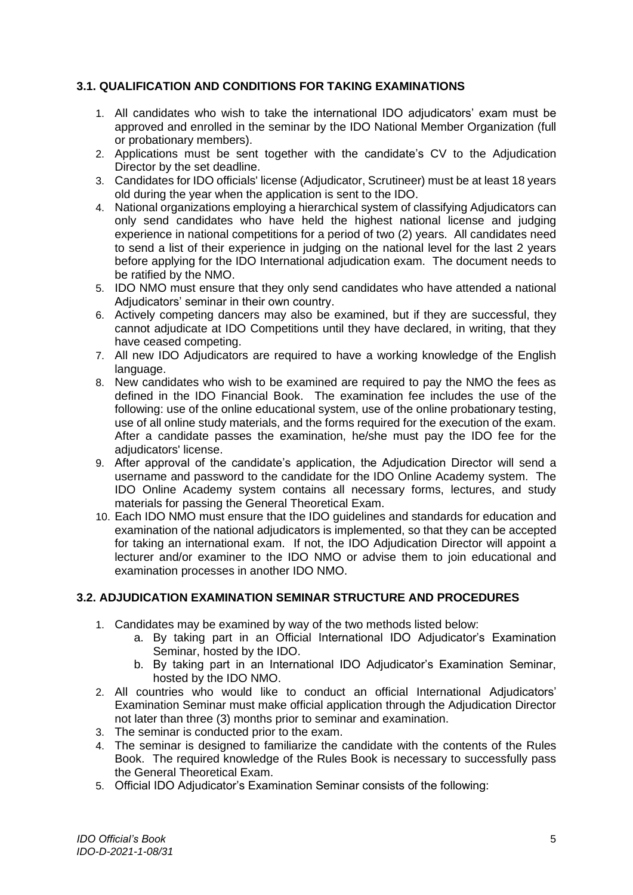### 3.1. QUALIFICATION AND CONDITIONS FOR TAKING EXAMINATIONS

1. All candidates who wish to take the international IDO adjudicators' exam must be approved and enrolled in the seminar by the IDO National Member Organization (full or probationary members).
2. Applications must be sent together with the candidate's CV to the Adjudication Director by the set deadline.
3. Candidates for IDO officials' license (Adjudicator, Scrutineer) must be at least 18 years old during the year when the application is sent to the IDO.
4. National organizations employing a hierarchical system of classifying Adjudicators can only send candidates who have held the highest national license and judging experience in national competitions for a period of two (2) years. All candidates need to send a list of their experience in judging on the national level for the last 2 years before applying for the IDO International adjudication exam. The document needs to be ratified by the NMO.
5. IDO NMO must ensure that they only send candidates who have attended a national Adjudicators' seminar in their own country.
6. Actively competing dancers may also be examined, but if they are successful, they cannot adjudicate at IDO Competitions until they have declared, in writing, that they have ceased competing.
7. All new IDO Adjudicators are required to have a working knowledge of the English language.
8. New candidates who wish to be examined are required to pay the NMO the fees as defined in the IDO Financial Book. The examination fee includes the use of the following: use of the online educational system, use of the online probationary testing, use of all online study materials, and the forms required for the execution of the exam. After a candidate passes the examination, he/she must pay the IDO fee for the adjudicators' license.
9. After approval of the candidate's application, the Adjudication Director will send a username and password to the candidate for the IDO Online Academy system. The IDO Online Academy system contains all necessary forms, lectures, and study materials for passing the General Theoretical Exam.
10. Each IDO NMO must ensure that the IDO guidelines and standards for education and examination of the national adjudicators is implemented, so that they can be accepted for taking an international exam. If not, the IDO Adjudication Director will appoint a lecturer and/or examiner to the IDO NMO or advise them to join educational and examination processes in another IDO NMO.

### 3.2. ADJUDICATION EXAMINATION SEMINAR STRUCTURE AND PROCEDURES

1. Candidates may be examined by way of the two methods listed below:
   a. By taking part in an Official International IDO Adjudicator's Examination Seminar, hosted by the IDO.
   b. By taking part in an International IDO Adjudicator's Examination Seminar, hosted by the IDO NMO.
2. All countries who would like to conduct an official International Adjudicators' Examination Seminar must make official application through the Adjudication Director not later than three (3) months prior to seminar and examination.
3. The seminar is conducted prior to the exam.
4. The seminar is designed to familiarize the candidate with the contents of the Rules Book. The required knowledge of the Rules Book is necessary to successfully pass the General Theoretical Exam.
5. Official IDO Adjudicator's Examination Seminar consists of the following: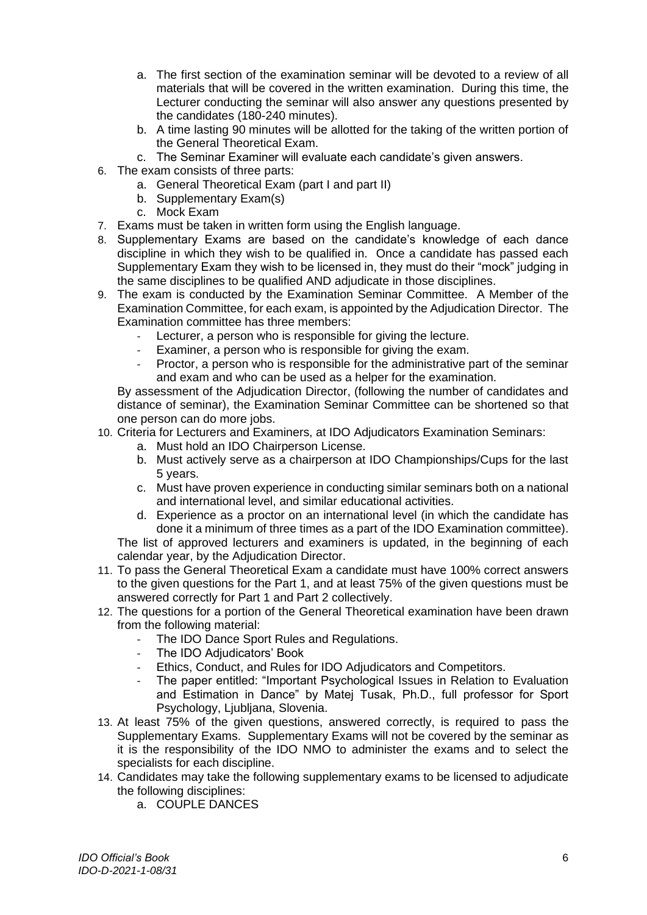a. The first section of the examination seminar will be devoted to a review of all materials that will be covered in the written examination. During this time, the Lecturer conducting the seminar will also answer any questions presented by the candidates (180-240 minutes).
   b. A time lasting 90 minutes will be allotted for the taking of the written portion of the General Theoretical Exam.
   c. The Seminar Examiner will evaluate each candidate's given answers.

6. The exam consists of three parts:
   a. General Theoretical Exam (part I and part II)
   b. Supplementary Exam(s)
   c. Mock Exam
7. Exams must be taken in written form using the English language.
8. Supplementary Exams are based on the candidate's knowledge of each dance discipline in which they wish to be qualified in. Once a candidate has passed each Supplementary Exam they wish to be licensed in, they must do their "mock" judging in the same disciplines to be qualified AND adjudicate in those disciplines.
9. The exam is conducted by the Examination Seminar Committee. A Member of the Examination Committee, for each exam, is appointed by the Adjudication Director. The Examination committee has three members:
   - Lecturer, a person who is responsible for giving the lecture.
   - Examiner, a person who is responsible for giving the exam.
   - Proctor, a person who is responsible for the administrative part of the seminar and exam and who can be used as a helper for the examination.

   By assessment of the Adjudication Director, (following the number of candidates and distance of seminar), the Examination Seminar Committee can be shortened so that one person can do more jobs.
10. Criteria for Lecturers and Examiners, at IDO Adjudicators Examination Seminars:
    a. Must hold an IDO Chairperson License.
    b. Must actively serve as a chairperson at IDO Championships/Cups for the last 5 years.
    c. Must have proven experience in conducting similar seminars both on a national and international level, and similar educational activities.
    d. Experience as a proctor on an international level (in which the candidate has done it a minimum of three times as a part of the IDO Examination committee).

    The list of approved lecturers and examiners is updated, in the beginning of each calendar year, by the Adjudication Director.
11. To pass the General Theoretical Exam a candidate must have 100% correct answers to the given questions for the Part 1, and at least 75% of the given questions must be answered correctly for Part 1 and Part 2 collectively.
12. The questions for a portion of the General Theoretical examination have been drawn from the following material:
    - The IDO Dance Sport Rules and Regulations.
    - The IDO Adjudicators' Book
    - Ethics, Conduct, and Rules for IDO Adjudicators and Competitors.
    - The paper entitled: "Important Psychological Issues in Relation to Evaluation and Estimation in Dance" by Matej Tusak, Ph.D., full professor for Sport Psychology, Ljubljana, Slovenia.
13. At least 75% of the given questions, answered correctly, is required to pass the Supplementary Exams. Supplementary Exams will not be covered by the seminar as it is the responsibility of the IDO NMO to administer the exams and to select the specialists for each discipline.
14. Candidates may take the following supplementary exams to be licensed to adjudicate the following disciplines:
    a. COUPLE DANCES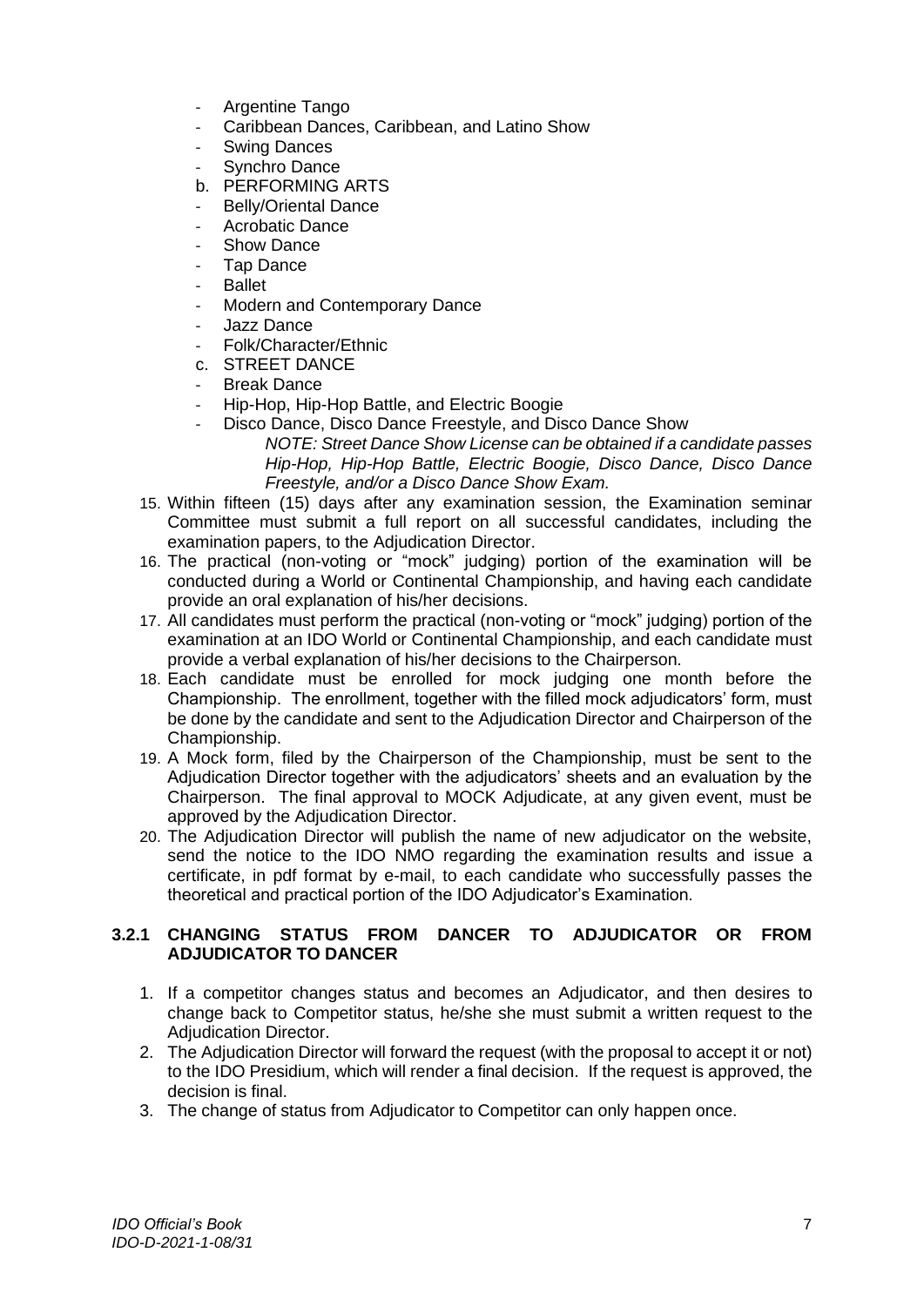- Argentine Tango
- Caribbean Dances, Caribbean, and Latino Show
- Swing Dances
- Synchro Dance

b. PERFORMING ARTS

- Belly/Oriental Dance
- Acrobatic Dance
- Show Dance
- Tap Dance
- Ballet
- Modern and Contemporary Dance
- Jazz Dance
- Folk/Character/Ethnic

c. STREET DANCE

- Break Dance
- Hip-Hop, Hip-Hop Battle, and Electric Boogie
- Disco Dance, Disco Dance Freestyle, and Disco Dance Show

  *NOTE: Street Dance Show License can be obtained if a candidate passes Hip-Hop, Hip-Hop Battle, Electric Boogie, Disco Dance, Disco Dance Freestyle, and/or a Disco Dance Show Exam.*

15. Within fifteen (15) days after any examination session, the Examination seminar Committee must submit a full report on all successful candidates, including the examination papers, to the Adjudication Director.
16. The practical (non-voting or "mock" judging) portion of the examination will be conducted during a World or Continental Championship, and having each candidate provide an oral explanation of his/her decisions.
17. All candidates must perform the practical (non-voting or "mock" judging) portion of the examination at an IDO World or Continental Championship, and each candidate must provide a verbal explanation of his/her decisions to the Chairperson.
18. Each candidate must be enrolled for mock judging one month before the Championship. The enrollment, together with the filled mock adjudicators' form, must be done by the candidate and sent to the Adjudication Director and Chairperson of the Championship.
19. A Mock form, filed by the Chairperson of the Championship, must be sent to the Adjudication Director together with the adjudicators' sheets and an evaluation by the Chairperson. The final approval to MOCK Adjudicate, at any given event, must be approved by the Adjudication Director.
20. The Adjudication Director will publish the name of new adjudicator on the website, send the notice to the IDO NMO regarding the examination results and issue a certificate, in pdf format by e-mail, to each candidate who successfully passes the theoretical and practical portion of the IDO Adjudicator's Examination.

### 3.2.1 CHANGING STATUS FROM DANCER TO ADJUDICATOR OR FROM ADJUDICATOR TO DANCER

1. If a competitor changes status and becomes an Adjudicator, and then desires to change back to Competitor status, he/she she must submit a written request to the Adjudication Director.
2. The Adjudication Director will forward the request (with the proposal to accept it or not) to the IDO Presidium, which will render a final decision. If the request is approved, the decision is final.
3. The change of status from Adjudicator to Competitor can only happen once.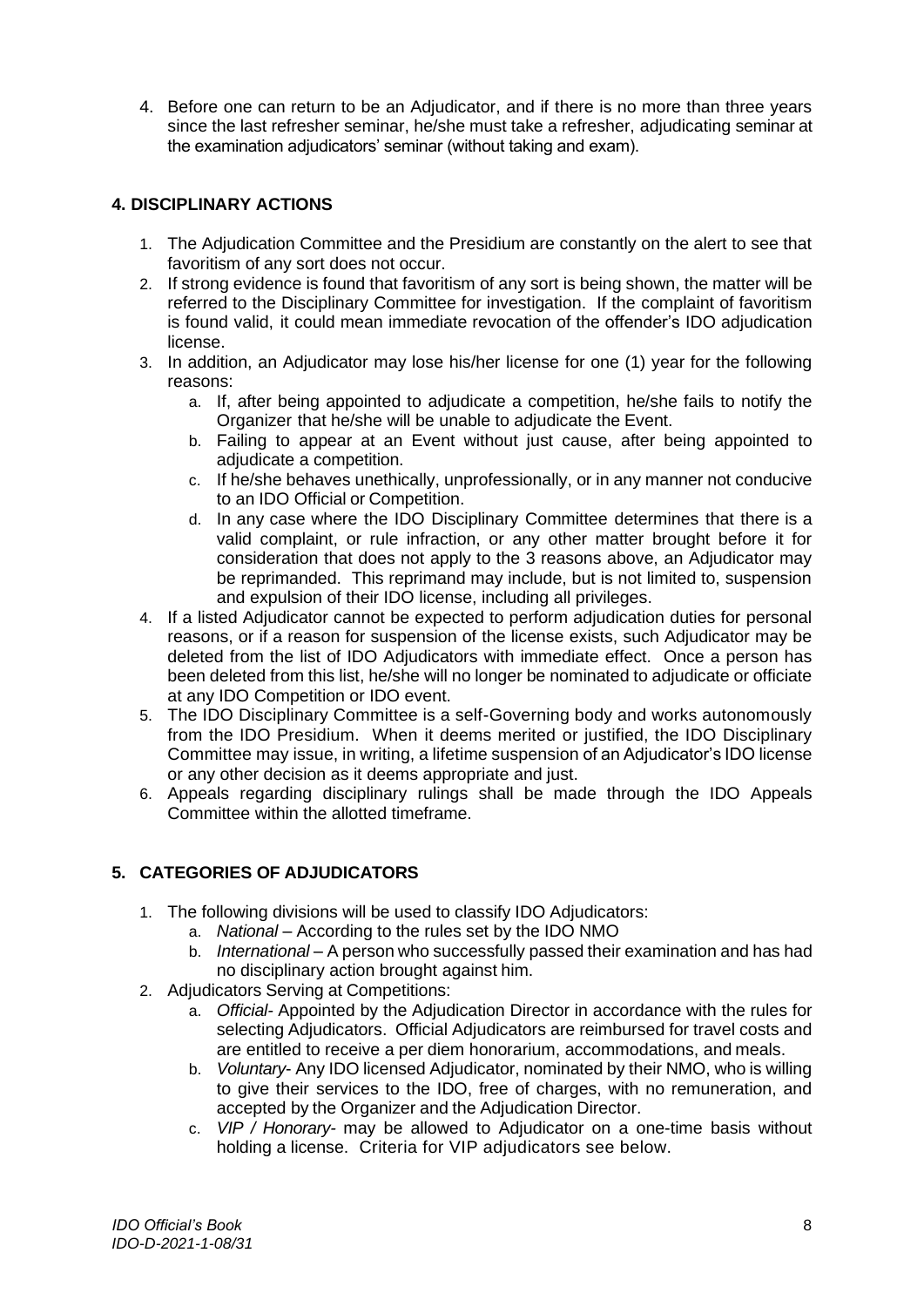4. Before one can return to be an Adjudicator, and if there is no more than three years since the last refresher seminar, he/she must take a refresher, adjudicating seminar at the examination adjudicators' seminar (without taking and exam).

## 4. DISCIPLINARY ACTIONS

1. The Adjudication Committee and the Presidium are constantly on the alert to see that favoritism of any sort does not occur.
2. If strong evidence is found that favoritism of any sort is being shown, the matter will be referred to the Disciplinary Committee for investigation. If the complaint of favoritism is found valid, it could mean immediate revocation of the offender's IDO adjudication license.
3. In addition, an Adjudicator may lose his/her license for one (1) year for the following reasons:
   a. If, after being appointed to adjudicate a competition, he/she fails to notify the Organizer that he/she will be unable to adjudicate the Event.
   b. Failing to appear at an Event without just cause, after being appointed to adjudicate a competition.
   c. If he/she behaves unethically, unprofessionally, or in any manner not conducive to an IDO Official or Competition.
   d. In any case where the IDO Disciplinary Committee determines that there is a valid complaint, or rule infraction, or any other matter brought before it for consideration that does not apply to the 3 reasons above, an Adjudicator may be reprimanded. This reprimand may include, but is not limited to, suspension and expulsion of their IDO license, including all privileges.
4. If a listed Adjudicator cannot be expected to perform adjudication duties for personal reasons, or if a reason for suspension of the license exists, such Adjudicator may be deleted from the list of IDO Adjudicators with immediate effect. Once a person has been deleted from this list, he/she will no longer be nominated to adjudicate or officiate at any IDO Competition or IDO event.
5. The IDO Disciplinary Committee is a self-Governing body and works autonomously from the IDO Presidium. When it deems merited or justified, the IDO Disciplinary Committee may issue, in writing, a lifetime suspension of an Adjudicator's IDO license or any other decision as it deems appropriate and just.
6. Appeals regarding disciplinary rulings shall be made through the IDO Appeals Committee within the allotted timeframe.

## 5. CATEGORIES OF ADJUDICATORS

1. The following divisions will be used to classify IDO Adjudicators:
   a. *National* – According to the rules set by the IDO NMO
   b. *International* – A person who successfully passed their examination and has had no disciplinary action brought against him.
2. Adjudicators Serving at Competitions:
   a. *Official*- Appointed by the Adjudication Director in accordance with the rules for selecting Adjudicators. Official Adjudicators are reimbursed for travel costs and are entitled to receive a per diem honorarium, accommodations, and meals.
   b. *Voluntary*- Any IDO licensed Adjudicator, nominated by their NMO, who is willing to give their services to the IDO, free of charges, with no remuneration, and accepted by the Organizer and the Adjudication Director.
   c. *VIP / Honorary*- may be allowed to Adjudicator on a one-time basis without holding a license. Criteria for VIP adjudicators see below.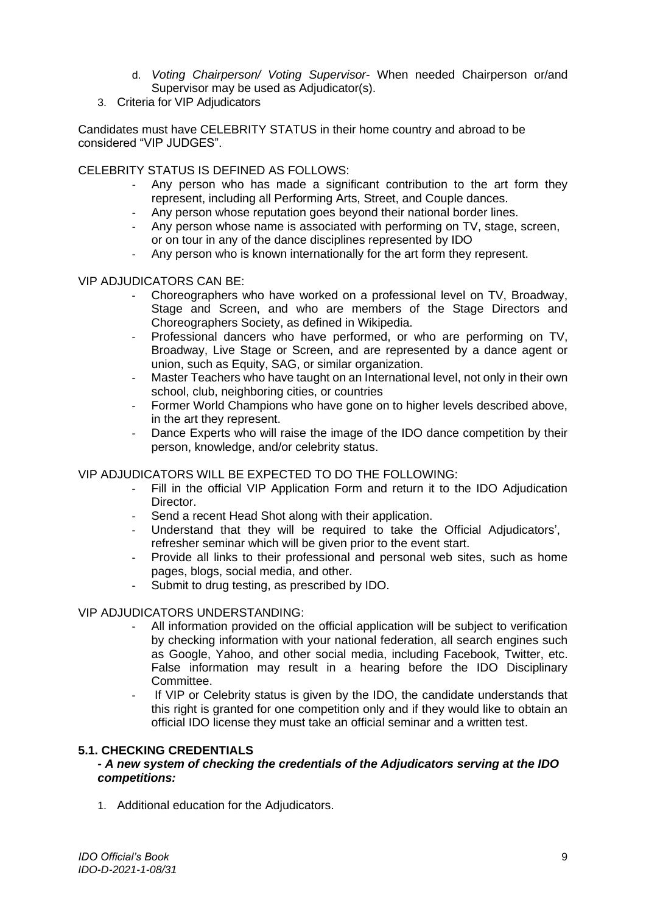d. *Voting Chairperson/ Voting Supervisor*- When needed Chairperson or/and Supervisor may be used as Adjudicator(s).
3. Criteria for VIP Adjudicators

Candidates must have CELEBRITY STATUS in their home country and abroad to be considered "VIP JUDGES".

CELEBRITY STATUS IS DEFINED AS FOLLOWS:

- Any person who has made a significant contribution to the art form they represent, including all Performing Arts, Street, and Couple dances.
- Any person whose reputation goes beyond their national border lines.
- Any person whose name is associated with performing on TV, stage, screen, or on tour in any of the dance disciplines represented by IDO
- Any person who is known internationally for the art form they represent.

VIP ADJUDICATORS CAN BE:

- Choreographers who have worked on a professional level on TV, Broadway, Stage and Screen, and who are members of the Stage Directors and Choreographers Society, as defined in Wikipedia.
- Professional dancers who have performed, or who are performing on TV, Broadway, Live Stage or Screen, and are represented by a dance agent or union, such as Equity, SAG, or similar organization.
- Master Teachers who have taught on an International level, not only in their own school, club, neighboring cities, or countries
- Former World Champions who have gone on to higher levels described above, in the art they represent.
- Dance Experts who will raise the image of the IDO dance competition by their person, knowledge, and/or celebrity status.

VIP ADJUDICATORS WILL BE EXPECTED TO DO THE FOLLOWING:

- Fill in the official VIP Application Form and return it to the IDO Adjudication Director.
- Send a recent Head Shot along with their application.
- Understand that they will be required to take the Official Adjudicators', refresher seminar which will be given prior to the event start.
- Provide all links to their professional and personal web sites, such as home pages, blogs, social media, and other.
- Submit to drug testing, as prescribed by IDO.

VIP ADJUDICATORS UNDERSTANDING:

- All information provided on the official application will be subject to verification by checking information with your national federation, all search engines such as Google, Yahoo, and other social media, including Facebook, Twitter, etc. False information may result in a hearing before the IDO Disciplinary Committee.
- If VIP or Celebrity status is given by the IDO, the candidate understands that this right is granted for one competition only and if they would like to obtain an official IDO license they must take an official seminar and a written test.

## 5.1. CHECKING CREDENTIALS

***- A new system of checking the credentials of the Adjudicators serving at the IDO competitions:***

1. Additional education for the Adjudicators.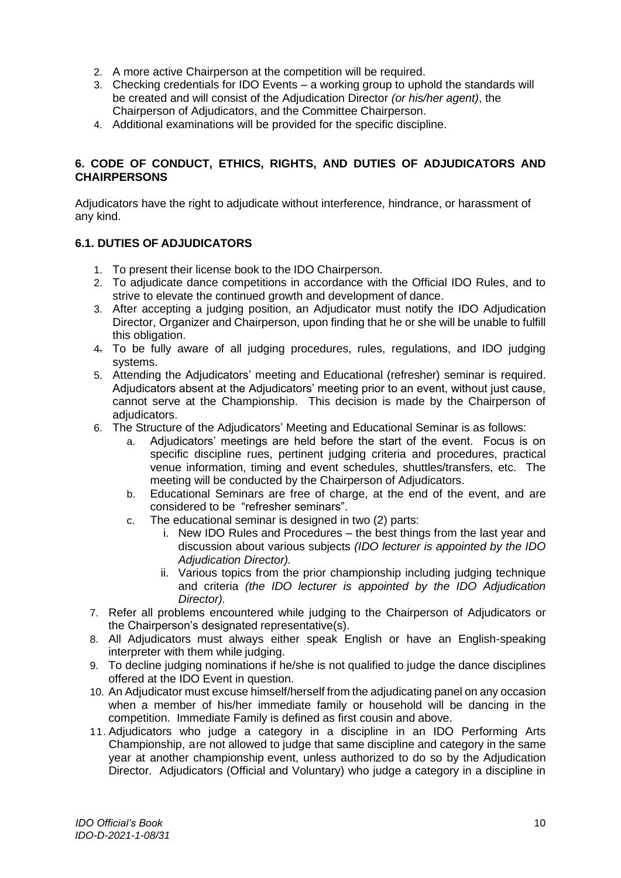2. A more active Chairperson at the competition will be required.
3. Checking credentials for IDO Events – a working group to uphold the standards will be created and will consist of the Adjudication Director *(or his/her agent)*, the Chairperson of Adjudicators, and the Committee Chairperson.
4. Additional examinations will be provided for the specific discipline.

## 6. CODE OF CONDUCT, ETHICS, RIGHTS, AND DUTIES OF ADJUDICATORS AND CHAIRPERSONS

Adjudicators have the right to adjudicate without interference, hindrance, or harassment of any kind.

### 6.1. DUTIES OF ADJUDICATORS

1. To present their license book to the IDO Chairperson.
2. To adjudicate dance competitions in accordance with the Official IDO Rules, and to strive to elevate the continued growth and development of dance.
3. After accepting a judging position, an Adjudicator must notify the IDO Adjudication Director, Organizer and Chairperson, upon finding that he or she will be unable to fulfill this obligation.
4. To be fully aware of all judging procedures, rules, regulations, and IDO judging systems.
5. Attending the Adjudicators' meeting and Educational (refresher) seminar is required. Adjudicators absent at the Adjudicators' meeting prior to an event, without just cause, cannot serve at the Championship. This decision is made by the Chairperson of adjudicators.
6. The Structure of the Adjudicators' Meeting and Educational Seminar is as follows:
   a. Adjudicators' meetings are held before the start of the event. Focus is on specific discipline rues, pertinent judging criteria and procedures, practical venue information, timing and event schedules, shuttles/transfers, etc. The meeting will be conducted by the Chairperson of Adjudicators.
   b. Educational Seminars are free of charge, at the end of the event, and are considered to be "refresher seminars".
   c. The educational seminar is designed in two (2) parts:
      i. New IDO Rules and Procedures – the best things from the last year and discussion about various subjects *(IDO lecturer is appointed by the IDO Adjudication Director).*
      ii. Various topics from the prior championship including judging technique and criteria *(the IDO lecturer is appointed by the IDO Adjudication Director).*
7. Refer all problems encountered while judging to the Chairperson of Adjudicators or the Chairperson's designated representative(s).
8. All Adjudicators must always either speak English or have an English-speaking interpreter with them while judging.
9. To decline judging nominations if he/she is not qualified to judge the dance disciplines offered at the IDO Event in question.
10. An Adjudicator must excuse himself/herself from the adjudicating panel on any occasion when a member of his/her immediate family or household will be dancing in the competition. Immediate Family is defined as first cousin and above.
11. Adjudicators who judge a category in a discipline in an IDO Performing Arts Championship, are not allowed to judge that same discipline and category in the same year at another championship event, unless authorized to do so by the Adjudication Director. Adjudicators (Official and Voluntary) who judge a category in a discipline in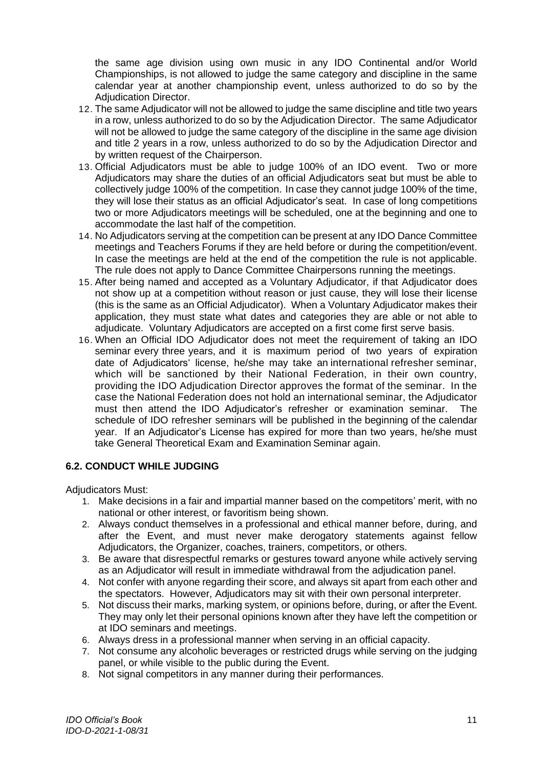the same age division using own music in any IDO Continental and/or World Championships, is not allowed to judge the same category and discipline in the same calendar year at another championship event, unless authorized to do so by the Adjudication Director.

12. The same Adjudicator will not be allowed to judge the same discipline and title two years in a row, unless authorized to do so by the Adjudication Director. The same Adjudicator will not be allowed to judge the same category of the discipline in the same age division and title 2 years in a row, unless authorized to do so by the Adjudication Director and by written request of the Chairperson.
13. Official Adjudicators must be able to judge 100% of an IDO event. Two or more Adjudicators may share the duties of an official Adjudicators seat but must be able to collectively judge 100% of the competition. In case they cannot judge 100% of the time, they will lose their status as an official Adjudicator's seat. In case of long competitions two or more Adjudicators meetings will be scheduled, one at the beginning and one to accommodate the last half of the competition.
14. No Adjudicators serving at the competition can be present at any IDO Dance Committee meetings and Teachers Forums if they are held before or during the competition/event. In case the meetings are held at the end of the competition the rule is not applicable. The rule does not apply to Dance Committee Chairpersons running the meetings.
15. After being named and accepted as a Voluntary Adjudicator, if that Adjudicator does not show up at a competition without reason or just cause, they will lose their license (this is the same as an Official Adjudicator). When a Voluntary Adjudicator makes their application, they must state what dates and categories they are able or not able to adjudicate. Voluntary Adjudicators are accepted on a first come first serve basis.
16. When an Official IDO Adjudicator does not meet the requirement of taking an IDO seminar every three years, and it is maximum period of two years of expiration date of Adjudicators' license, he/she may take an international refresher seminar, which will be sanctioned by their National Federation, in their own country, providing the IDO Adjudication Director approves the format of the seminar. In the case the National Federation does not hold an international seminar, the Adjudicator must then attend the IDO Adjudicator's refresher or examination seminar. The schedule of IDO refresher seminars will be published in the beginning of the calendar year. If an Adjudicator's License has expired for more than two years, he/she must take General Theoretical Exam and Examination Seminar again.

### 6.2. CONDUCT WHILE JUDGING

Adjudicators Must:

1. Make decisions in a fair and impartial manner based on the competitors' merit, with no national or other interest, or favoritism being shown.
2. Always conduct themselves in a professional and ethical manner before, during, and after the Event, and must never make derogatory statements against fellow Adjudicators, the Organizer, coaches, trainers, competitors, or others.
3. Be aware that disrespectful remarks or gestures toward anyone while actively serving as an Adjudicator will result in immediate withdrawal from the adjudication panel.
4. Not confer with anyone regarding their score, and always sit apart from each other and the spectators. However, Adjudicators may sit with their own personal interpreter.
5. Not discuss their marks, marking system, or opinions before, during, or after the Event. They may only let their personal opinions known after they have left the competition or at IDO seminars and meetings.
6. Always dress in a professional manner when serving in an official capacity.
7. Not consume any alcoholic beverages or restricted drugs while serving on the judging panel, or while visible to the public during the Event.
8. Not signal competitors in any manner during their performances.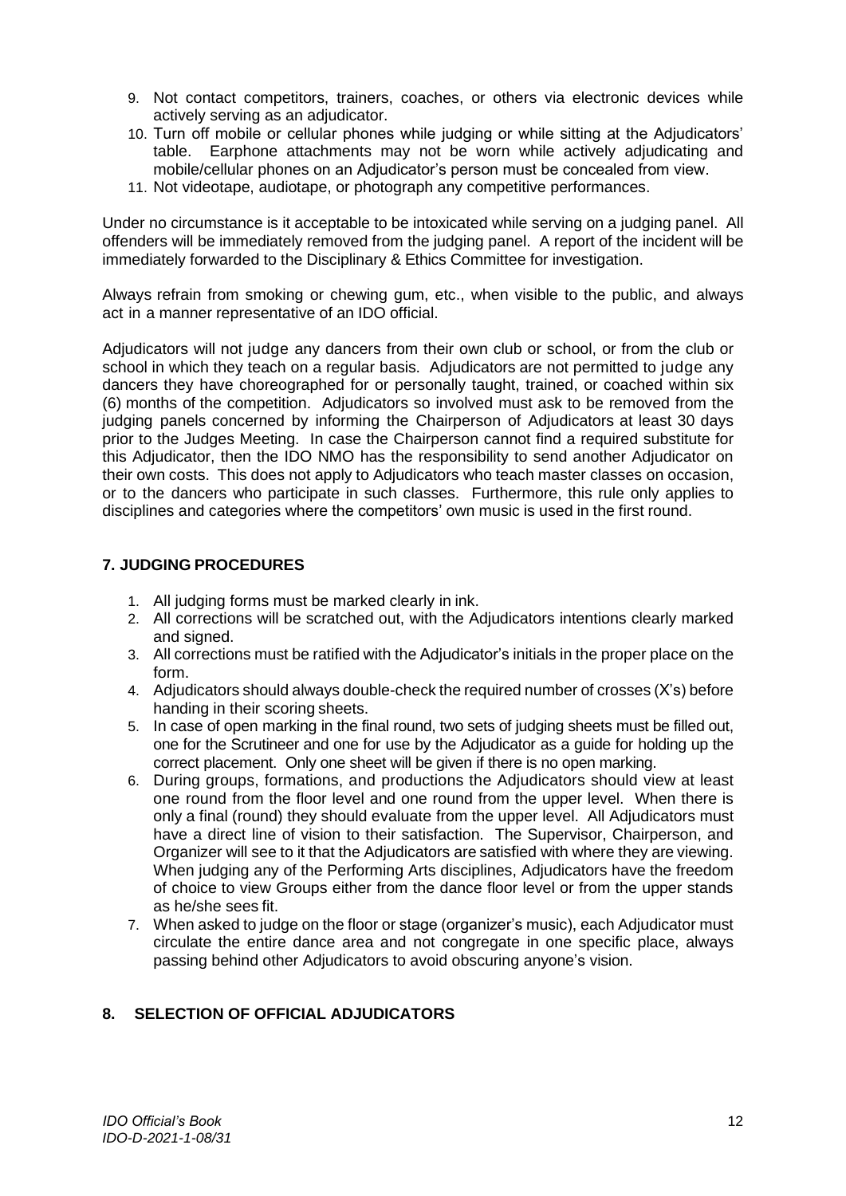9. Not contact competitors, trainers, coaches, or others via electronic devices while actively serving as an adjudicator.
10. Turn off mobile or cellular phones while judging or while sitting at the Adjudicators' table. Earphone attachments may not be worn while actively adjudicating and mobile/cellular phones on an Adjudicator's person must be concealed from view.
11. Not videotape, audiotape, or photograph any competitive performances.

Under no circumstance is it acceptable to be intoxicated while serving on a judging panel. All offenders will be immediately removed from the judging panel. A report of the incident will be immediately forwarded to the Disciplinary & Ethics Committee for investigation.

Always refrain from smoking or chewing gum, etc., when visible to the public, and always act in a manner representative of an IDO official.

Adjudicators will not judge any dancers from their own club or school, or from the club or school in which they teach on a regular basis. Adjudicators are not permitted to judge any dancers they have choreographed for or personally taught, trained, or coached within six (6) months of the competition. Adjudicators so involved must ask to be removed from the judging panels concerned by informing the Chairperson of Adjudicators at least 30 days prior to the Judges Meeting. In case the Chairperson cannot find a required substitute for this Adjudicator, then the IDO NMO has the responsibility to send another Adjudicator on their own costs. This does not apply to Adjudicators who teach master classes on occasion, or to the dancers who participate in such classes. Furthermore, this rule only applies to disciplines and categories where the competitors' own music is used in the first round.

## 7. JUDGING PROCEDURES

1. All judging forms must be marked clearly in ink.
2. All corrections will be scratched out, with the Adjudicators intentions clearly marked and signed.
3. All corrections must be ratified with the Adjudicator's initials in the proper place on the form.
4. Adjudicators should always double-check the required number of crosses (X's) before handing in their scoring sheets.
5. In case of open marking in the final round, two sets of judging sheets must be filled out, one for the Scrutineer and one for use by the Adjudicator as a guide for holding up the correct placement. Only one sheet will be given if there is no open marking.
6. During groups, formations, and productions the Adjudicators should view at least one round from the floor level and one round from the upper level. When there is only a final (round) they should evaluate from the upper level. All Adjudicators must have a direct line of vision to their satisfaction. The Supervisor, Chairperson, and Organizer will see to it that the Adjudicators are satisfied with where they are viewing. When judging any of the Performing Arts disciplines, Adjudicators have the freedom of choice to view Groups either from the dance floor level or from the upper stands as he/she sees fit.
7. When asked to judge on the floor or stage (organizer's music), each Adjudicator must circulate the entire dance area and not congregate in one specific place, always passing behind other Adjudicators to avoid obscuring anyone's vision.

## 8. SELECTION OF OFFICIAL ADJUDICATORS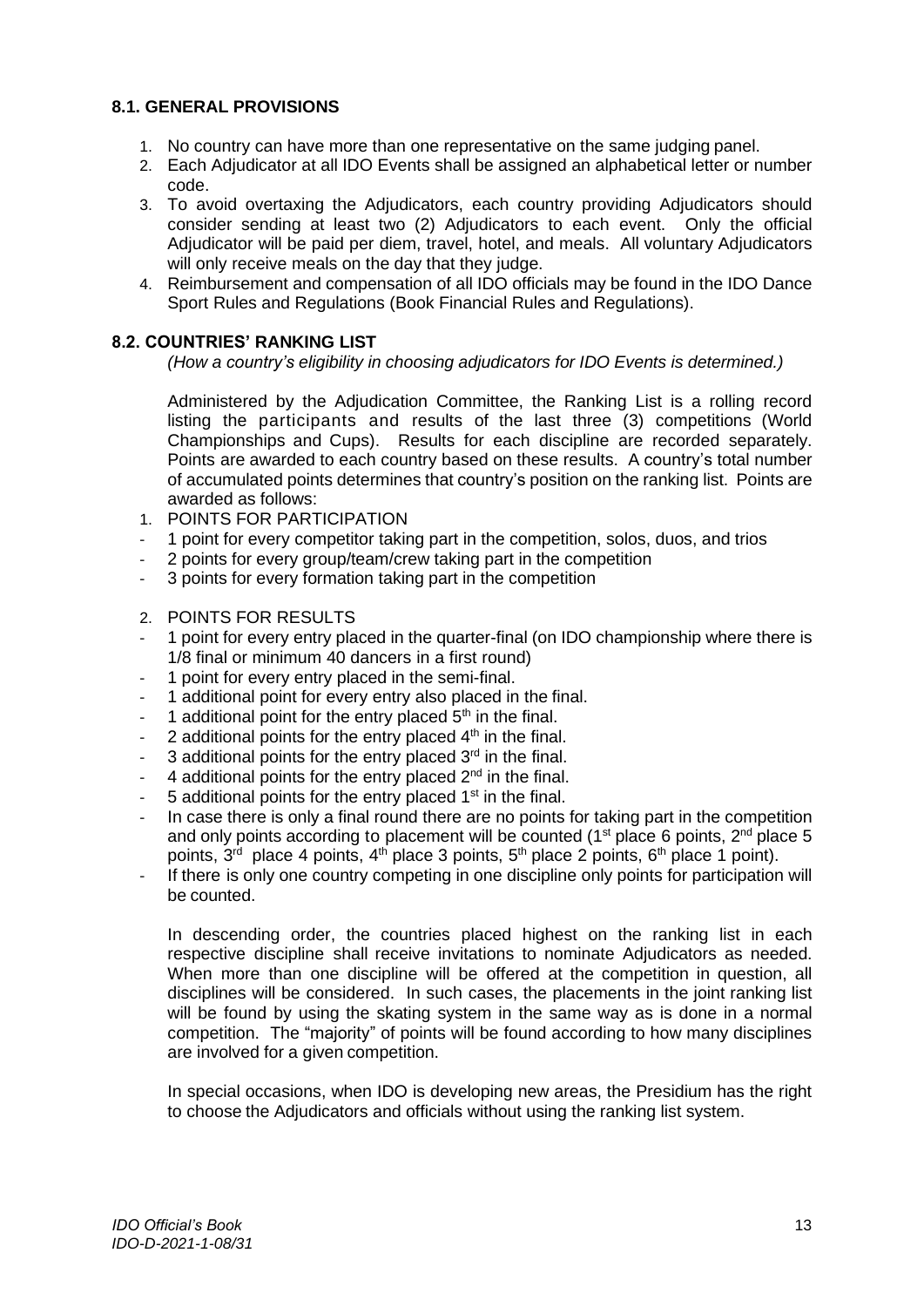### 8.1. GENERAL PROVISIONS

1. No country can have more than one representative on the same judging panel.
2. Each Adjudicator at all IDO Events shall be assigned an alphabetical letter or number code.
3. To avoid overtaxing the Adjudicators, each country providing Adjudicators should consider sending at least two (2) Adjudicators to each event. Only the official Adjudicator will be paid per diem, travel, hotel, and meals. All voluntary Adjudicators will only receive meals on the day that they judge.
4. Reimbursement and compensation of all IDO officials may be found in the IDO Dance Sport Rules and Regulations (Book Financial Rules and Regulations).

### 8.2. COUNTRIES' RANKING LIST

*(How a country's eligibility in choosing adjudicators for IDO Events is determined.)*

Administered by the Adjudication Committee, the Ranking List is a rolling record listing the participants and results of the last three (3) competitions (World Championships and Cups). Results for each discipline are recorded separately. Points are awarded to each country based on these results. A country's total number of accumulated points determines that country's position on the ranking list. Points are awarded as follows:

1. POINTS FOR PARTICIPATION
   - 1 point for every competitor taking part in the competition, solos, duos, and trios
   - 2 points for every group/team/crew taking part in the competition
   - 3 points for every formation taking part in the competition

2. POINTS FOR RESULTS
   - 1 point for every entry placed in the quarter-final (on IDO championship where there is 1/8 final or minimum 40 dancers in a first round)
   - 1 point for every entry placed in the semi-final.
   - 1 additional point for every entry also placed in the final.
   - 1 additional point for the entry placed 5th in the final.
   - 2 additional points for the entry placed 4th in the final.
   - 3 additional points for the entry placed 3rd in the final.
   - 4 additional points for the entry placed 2nd in the final.
   - 5 additional points for the entry placed 1st in the final.
   - In case there is only a final round there are no points for taking part in the competition and only points according to placement will be counted (1st place 6 points, 2nd place 5 points, 3rd place 4 points, 4th place 3 points, 5th place 2 points, 6th place 1 point).
   - If there is only one country competing in one discipline only points for participation will be counted.

In descending order, the countries placed highest on the ranking list in each respective discipline shall receive invitations to nominate Adjudicators as needed. When more than one discipline will be offered at the competition in question, all disciplines will be considered. In such cases, the placements in the joint ranking list will be found by using the skating system in the same way as is done in a normal competition. The "majority" of points will be found according to how many disciplines are involved for a given competition.

In special occasions, when IDO is developing new areas, the Presidium has the right to choose the Adjudicators and officials without using the ranking list system.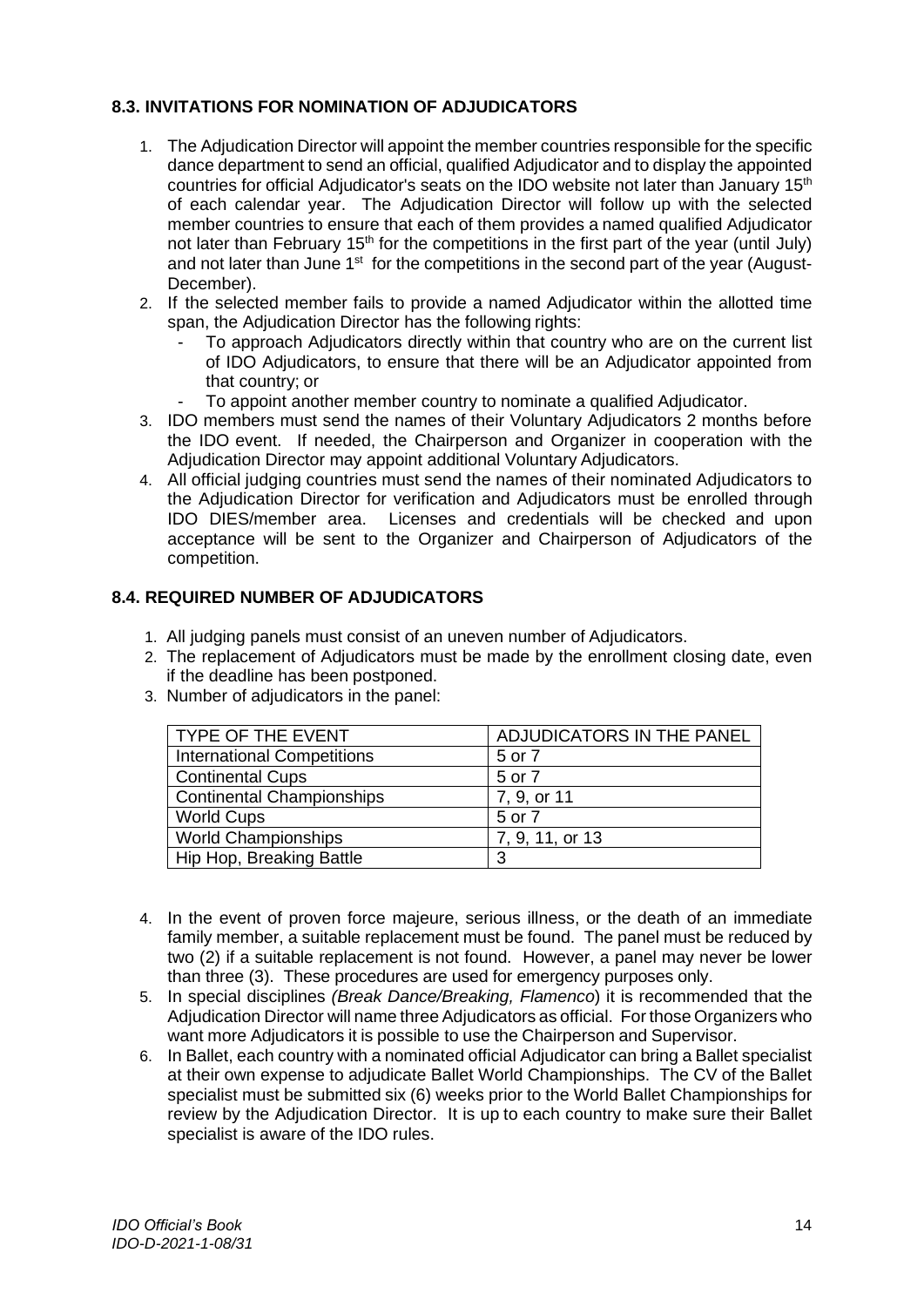### 8.3. INVITATIONS FOR NOMINATION OF ADJUDICATORS

1. The Adjudication Director will appoint the member countries responsible for the specific dance department to send an official, qualified Adjudicator and to display the appointed countries for official Adjudicator's seats on the IDO website not later than January 15th of each calendar year. The Adjudication Director will follow up with the selected member countries to ensure that each of them provides a named qualified Adjudicator not later than February 15th for the competitions in the first part of the year (until July) and not later than June 1st for the competitions in the second part of the year (August-December).
2. If the selected member fails to provide a named Adjudicator within the allotted time span, the Adjudication Director has the following rights:
   - To approach Adjudicators directly within that country who are on the current list of IDO Adjudicators, to ensure that there will be an Adjudicator appointed from that country; or
   - To appoint another member country to nominate a qualified Adjudicator.
3. IDO members must send the names of their Voluntary Adjudicators 2 months before the IDO event. If needed, the Chairperson and Organizer in cooperation with the Adjudication Director may appoint additional Voluntary Adjudicators.
4. All official judging countries must send the names of their nominated Adjudicators to the Adjudication Director for verification and Adjudicators must be enrolled through IDO DIES/member area. Licenses and credentials will be checked and upon acceptance will be sent to the Organizer and Chairperson of Adjudicators of the competition.

### 8.4. REQUIRED NUMBER OF ADJUDICATORS

1. All judging panels must consist of an uneven number of Adjudicators.
2. The replacement of Adjudicators must be made by the enrollment closing date, even if the deadline has been postponed.
3. Number of adjudicators in the panel:

| TYPE OF THE EVENT | ADJUDICATORS IN THE PANEL |
|---|---|
| International Competitions | 5 or 7 |
| Continental Cups | 5 or 7 |
| Continental Championships | 7, 9, or 11 |
| World Cups | 5 or 7 |
| World Championships | 7, 9, 11, or 13 |
| Hip Hop, Breaking Battle | 3 |

4. In the event of proven force majeure, serious illness, or the death of an immediate family member, a suitable replacement must be found. The panel must be reduced by two (2) if a suitable replacement is not found. However, a panel may never be lower than three (3). These procedures are used for emergency purposes only.
5. In special disciplines *(Break Dance/Breaking, Flamenco*) it is recommended that the Adjudication Director will name three Adjudicators as official. For those Organizers who want more Adjudicators it is possible to use the Chairperson and Supervisor.
6. In Ballet, each country with a nominated official Adjudicator can bring a Ballet specialist at their own expense to adjudicate Ballet World Championships. The CV of the Ballet specialist must be submitted six (6) weeks prior to the World Ballet Championships for review by the Adjudication Director. It is up to each country to make sure their Ballet specialist is aware of the IDO rules.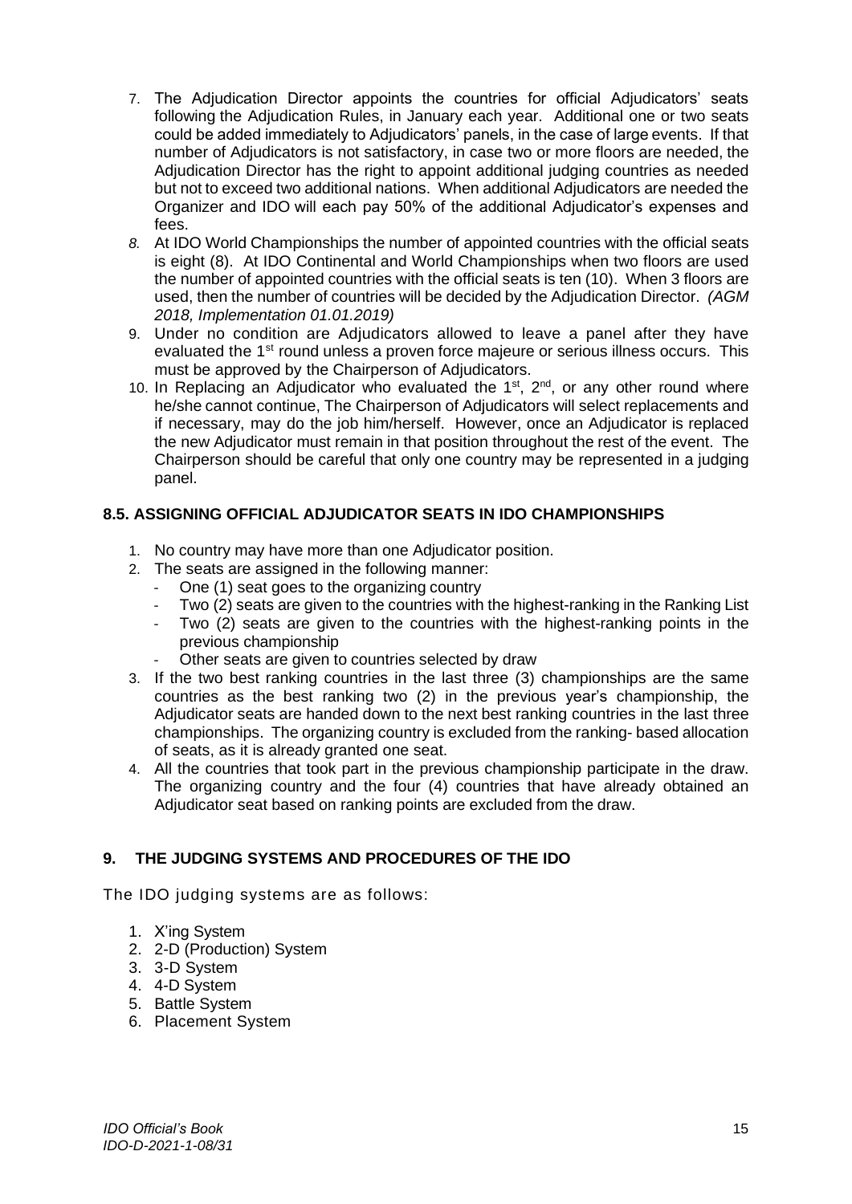7. The Adjudication Director appoints the countries for official Adjudicators' seats following the Adjudication Rules, in January each year. Additional one or two seats could be added immediately to Adjudicators' panels, in the case of large events. If that number of Adjudicators is not satisfactory, in case two or more floors are needed, the Adjudication Director has the right to appoint additional judging countries as needed but not to exceed two additional nations. When additional Adjudicators are needed the Organizer and IDO will each pay 50% of the additional Adjudicator's expenses and fees.
8. At IDO World Championships the number of appointed countries with the official seats is eight (8). At IDO Continental and World Championships when two floors are used the number of appointed countries with the official seats is ten (10). When 3 floors are used, then the number of countries will be decided by the Adjudication Director. *(AGM 2018, Implementation 01.01.2019)*
9. Under no condition are Adjudicators allowed to leave a panel after they have evaluated the 1st round unless a proven force majeure or serious illness occurs. This must be approved by the Chairperson of Adjudicators.
10. In Replacing an Adjudicator who evaluated the 1st, 2nd, or any other round where he/she cannot continue, The Chairperson of Adjudicators will select replacements and if necessary, may do the job him/herself. However, once an Adjudicator is replaced the new Adjudicator must remain in that position throughout the rest of the event. The Chairperson should be careful that only one country may be represented in a judging panel.

### 8.5. ASSIGNING OFFICIAL ADJUDICATOR SEATS IN IDO CHAMPIONSHIPS

1. No country may have more than one Adjudicator position.
2. The seats are assigned in the following manner:
   - One (1) seat goes to the organizing country
   - Two (2) seats are given to the countries with the highest-ranking in the Ranking List
   - Two (2) seats are given to the countries with the highest-ranking points in the previous championship
   - Other seats are given to countries selected by draw
3. If the two best ranking countries in the last three (3) championships are the same countries as the best ranking two (2) in the previous year's championship, the Adjudicator seats are handed down to the next best ranking countries in the last three championships. The organizing country is excluded from the ranking- based allocation of seats, as it is already granted one seat.
4. All the countries that took part in the previous championship participate in the draw. The organizing country and the four (4) countries that have already obtained an Adjudicator seat based on ranking points are excluded from the draw.

## 9. THE JUDGING SYSTEMS AND PROCEDURES OF THE IDO

The IDO judging systems are as follows:

1. X'ing System
2. 2-D (Production) System
3. 3-D System
4. 4-D System
5. Battle System
6. Placement System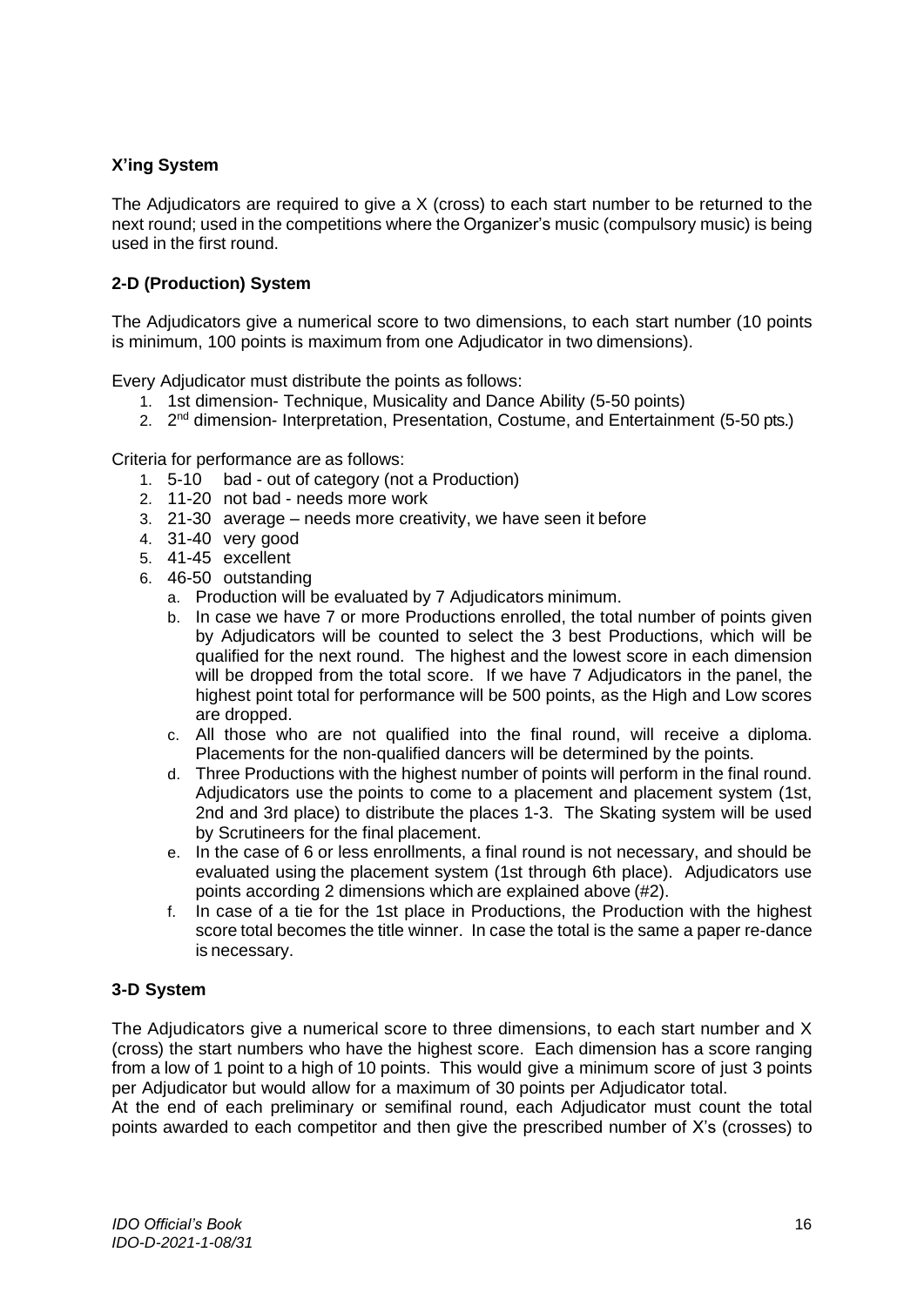### X'ing System

The Adjudicators are required to give a X (cross) to each start number to be returned to the next round; used in the competitions where the Organizer's music (compulsory music) is being used in the first round.

### 2-D (Production) System

The Adjudicators give a numerical score to two dimensions, to each start number (10 points is minimum, 100 points is maximum from one Adjudicator in two dimensions).

Every Adjudicator must distribute the points as follows:

1. 1st dimension- Technique, Musicality and Dance Ability (5-50 points)
2. 2nd dimension- Interpretation, Presentation, Costume, and Entertainment (5-50 pts.)

Criteria for performance are as follows:

1. 5-10 bad - out of category (not a Production)
2. 11-20 not bad - needs more work
3. 21-30 average – needs more creativity, we have seen it before
4. 31-40 very good
5. 41-45 excellent
6. 46-50 outstanding
   a. Production will be evaluated by 7 Adjudicators minimum.
   b. In case we have 7 or more Productions enrolled, the total number of points given by Adjudicators will be counted to select the 3 best Productions, which will be qualified for the next round. The highest and the lowest score in each dimension will be dropped from the total score. If we have 7 Adjudicators in the panel, the highest point total for performance will be 500 points, as the High and Low scores are dropped.
   c. All those who are not qualified into the final round, will receive a diploma. Placements for the non-qualified dancers will be determined by the points.
   d. Three Productions with the highest number of points will perform in the final round. Adjudicators use the points to come to a placement and placement system (1st, 2nd and 3rd place) to distribute the places 1-3. The Skating system will be used by Scrutineers for the final placement.
   e. In the case of 6 or less enrollments, a final round is not necessary, and should be evaluated using the placement system (1st through 6th place). Adjudicators use points according 2 dimensions which are explained above (#2).
   f. In case of a tie for the 1st place in Productions, the Production with the highest score total becomes the title winner. In case the total is the same a paper re-dance is necessary.

### 3-D System

The Adjudicators give a numerical score to three dimensions, to each start number and X (cross) the start numbers who have the highest score. Each dimension has a score ranging from a low of 1 point to a high of 10 points. This would give a minimum score of just 3 points per Adjudicator but would allow for a maximum of 30 points per Adjudicator total.

At the end of each preliminary or semifinal round, each Adjudicator must count the total points awarded to each competitor and then give the prescribed number of X's (crosses) to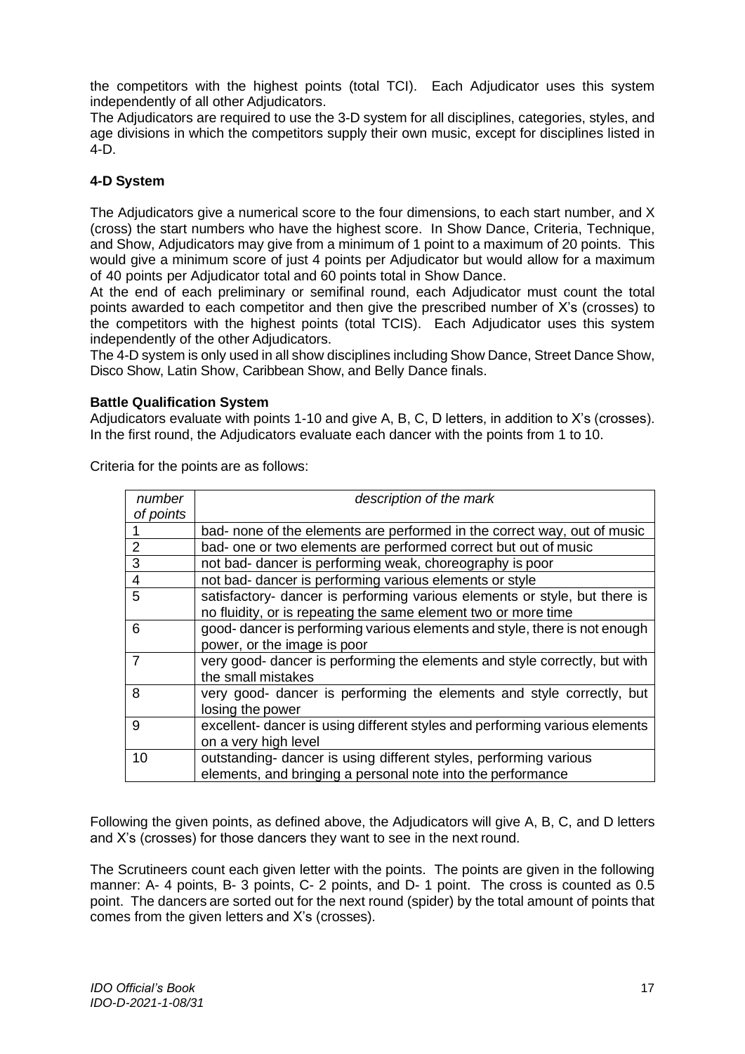the competitors with the highest points (total TCI). Each Adjudicator uses this system independently of all other Adjudicators.
The Adjudicators are required to use the 3-D system for all disciplines, categories, styles, and age divisions in which the competitors supply their own music, except for disciplines listed in 4-D.

### 4-D System

The Adjudicators give a numerical score to the four dimensions, to each start number, and X (cross) the start numbers who have the highest score. In Show Dance, Criteria, Technique, and Show, Adjudicators may give from a minimum of 1 point to a maximum of 20 points. This would give a minimum score of just 4 points per Adjudicator but would allow for a maximum of 40 points per Adjudicator total and 60 points total in Show Dance.
At the end of each preliminary or semifinal round, each Adjudicator must count the total points awarded to each competitor and then give the prescribed number of X's (crosses) to the competitors with the highest points (total TCIS). Each Adjudicator uses this system independently of the other Adjudicators.
The 4-D system is only used in all show disciplines including Show Dance, Street Dance Show, Disco Show, Latin Show, Caribbean Show, and Belly Dance finals.

### Battle Qualification System

Adjudicators evaluate with points 1-10 and give A, B, C, D letters, in addition to X's (crosses). In the first round, the Adjudicators evaluate each dancer with the points from 1 to 10.

Criteria for the points are as follows:

| *number of points* | *description of the mark* |
|---|---|
| 1 | bad- none of the elements are performed in the correct way, out of music |
| 2 | bad- one or two elements are performed correct but out of music |
| 3 | not bad- dancer is performing weak, choreography is poor |
| 4 | not bad- dancer is performing various elements or style |
| 5 | satisfactory- dancer is performing various elements or style, but there is no fluidity, or is repeating the same element two or more time |
| 6 | good- dancer is performing various elements and style, there is not enough power, or the image is poor |
| 7 | very good- dancer is performing the elements and style correctly, but with the small mistakes |
| 8 | very good- dancer is performing the elements and style correctly, but losing the power |
| 9 | excellent- dancer is using different styles and performing various elements on a very high level |
| 10 | outstanding- dancer is using different styles, performing various elements, and bringing a personal note into the performance |

Following the given points, as defined above, the Adjudicators will give A, B, C, and D letters and X's (crosses) for those dancers they want to see in the next round.

The Scrutineers count each given letter with the points. The points are given in the following manner: A- 4 points, B- 3 points, C- 2 points, and D- 1 point. The cross is counted as 0.5 point. The dancers are sorted out for the next round (spider) by the total amount of points that comes from the given letters and X's (crosses).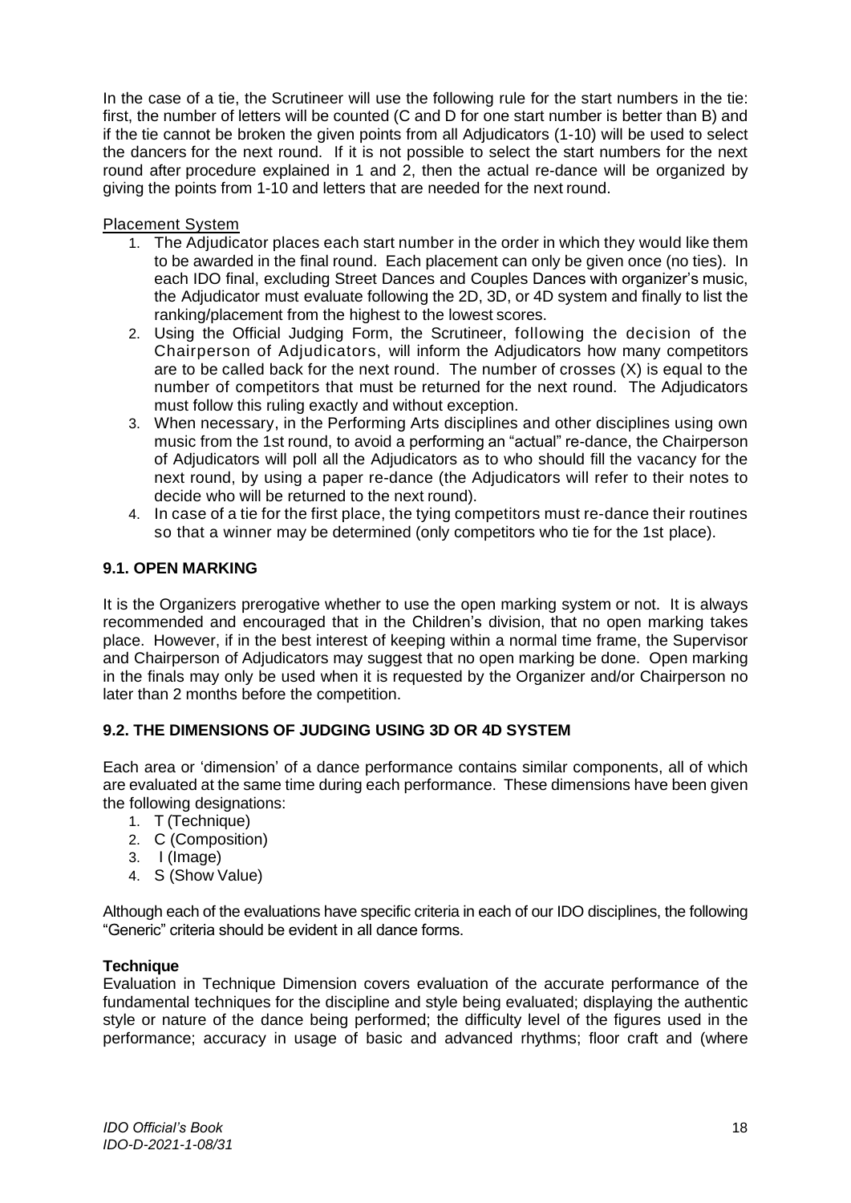In the case of a tie, the Scrutineer will use the following rule for the start numbers in the tie: first, the number of letters will be counted (C and D for one start number is better than B) and if the tie cannot be broken the given points from all Adjudicators (1-10) will be used to select the dancers for the next round. If it is not possible to select the start numbers for the next round after procedure explained in 1 and 2, then the actual re-dance will be organized by giving the points from 1-10 and letters that are needed for the next round.

Placement System

1. The Adjudicator places each start number in the order in which they would like them to be awarded in the final round. Each placement can only be given once (no ties). In each IDO final, excluding Street Dances and Couples Dances with organizer's music, the Adjudicator must evaluate following the 2D, 3D, or 4D system and finally to list the ranking/placement from the highest to the lowest scores.
2. Using the Official Judging Form, the Scrutineer, following the decision of the Chairperson of Adjudicators, will inform the Adjudicators how many competitors are to be called back for the next round. The number of crosses (X) is equal to the number of competitors that must be returned for the next round. The Adjudicators must follow this ruling exactly and without exception.
3. When necessary, in the Performing Arts disciplines and other disciplines using own music from the 1st round, to avoid a performing an "actual" re-dance, the Chairperson of Adjudicators will poll all the Adjudicators as to who should fill the vacancy for the next round, by using a paper re-dance (the Adjudicators will refer to their notes to decide who will be returned to the next round).
4. In case of a tie for the first place, the tying competitors must re-dance their routines so that a winner may be determined (only competitors who tie for the 1st place).

## 9.1. OPEN MARKING

It is the Organizers prerogative whether to use the open marking system or not. It is always recommended and encouraged that in the Children's division, that no open marking takes place. However, if in the best interest of keeping within a normal time frame, the Supervisor and Chairperson of Adjudicators may suggest that no open marking be done. Open marking in the finals may only be used when it is requested by the Organizer and/or Chairperson no later than 2 months before the competition.

## 9.2. THE DIMENSIONS OF JUDGING USING 3D OR 4D SYSTEM

Each area or 'dimension' of a dance performance contains similar components, all of which are evaluated at the same time during each performance. These dimensions have been given the following designations:

1. T (Technique)
2. C (Composition)
3. I (Image)
4. S (Show Value)

Although each of the evaluations have specific criteria in each of our IDO disciplines, the following "Generic" criteria should be evident in all dance forms.

**Technique**

Evaluation in Technique Dimension covers evaluation of the accurate performance of the fundamental techniques for the discipline and style being evaluated; displaying the authentic style or nature of the dance being performed; the difficulty level of the figures used in the performance; accuracy in usage of basic and advanced rhythms; floor craft and (where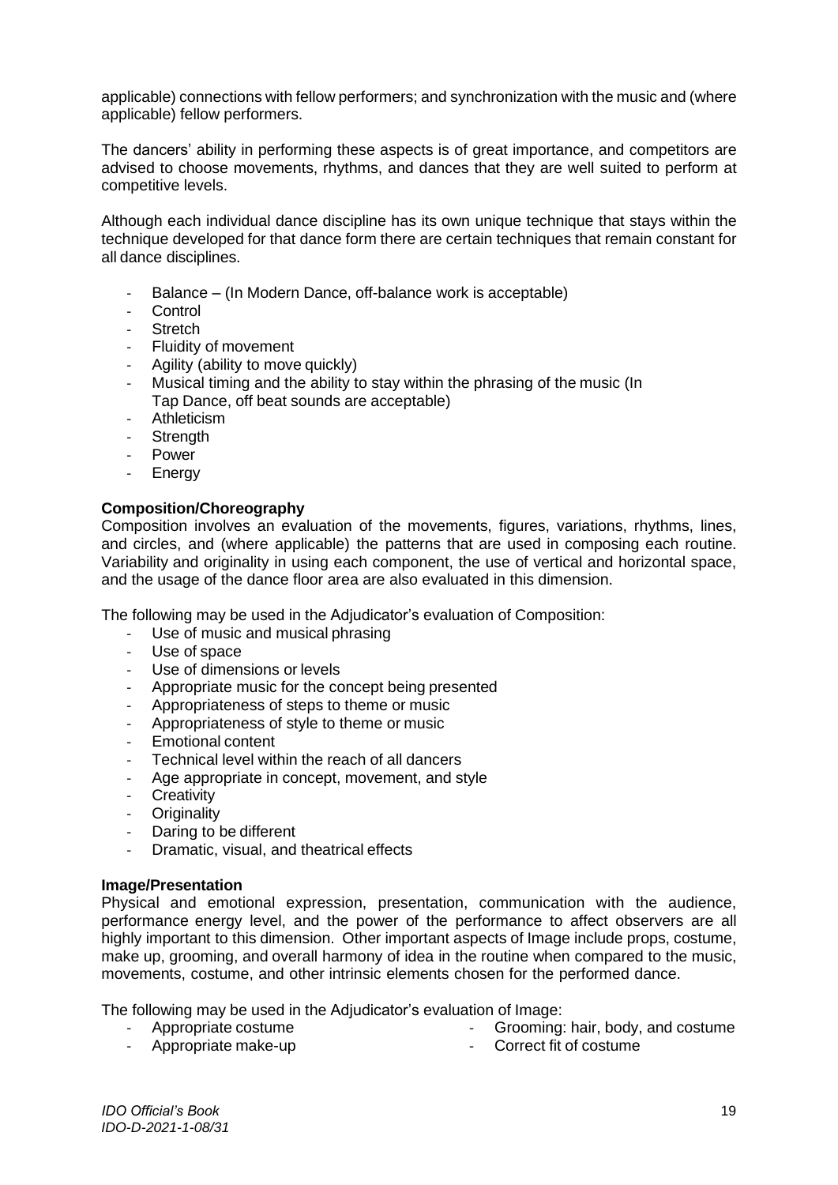applicable) connections with fellow performers; and synchronization with the music and (where applicable) fellow performers.

The dancers' ability in performing these aspects is of great importance, and competitors are advised to choose movements, rhythms, and dances that they are well suited to perform at competitive levels.

Although each individual dance discipline has its own unique technique that stays within the technique developed for that dance form there are certain techniques that remain constant for all dance disciplines.

- Balance – (In Modern Dance, off-balance work is acceptable)
- Control
- Stretch
- Fluidity of movement
- Agility (ability to move quickly)
- Musical timing and the ability to stay within the phrasing of the music (In Tap Dance, off beat sounds are acceptable)
- Athleticism
- Strength
- Power
- Energy

**Composition/Choreography**

Composition involves an evaluation of the movements, figures, variations, rhythms, lines, and circles, and (where applicable) the patterns that are used in composing each routine. Variability and originality in using each component, the use of vertical and horizontal space, and the usage of the dance floor area are also evaluated in this dimension.

The following may be used in the Adjudicator's evaluation of Composition:

- Use of music and musical phrasing
- Use of space
- Use of dimensions or levels
- Appropriate music for the concept being presented
- Appropriateness of steps to theme or music
- Appropriateness of style to theme or music
- Emotional content
- Technical level within the reach of all dancers
- Age appropriate in concept, movement, and style
- Creativity
- Originality
- Daring to be different
- Dramatic, visual, and theatrical effects

**Image/Presentation**

Physical and emotional expression, presentation, communication with the audience, performance energy level, and the power of the performance to affect observers are all highly important to this dimension. Other important aspects of Image include props, costume, make up, grooming, and overall harmony of idea in the routine when compared to the music, movements, costume, and other intrinsic elements chosen for the performed dance.

The following may be used in the Adjudicator's evaluation of Image:

- Appropriate costume
- Appropriate make-up
- Grooming: hair, body, and costume
- Correct fit of costume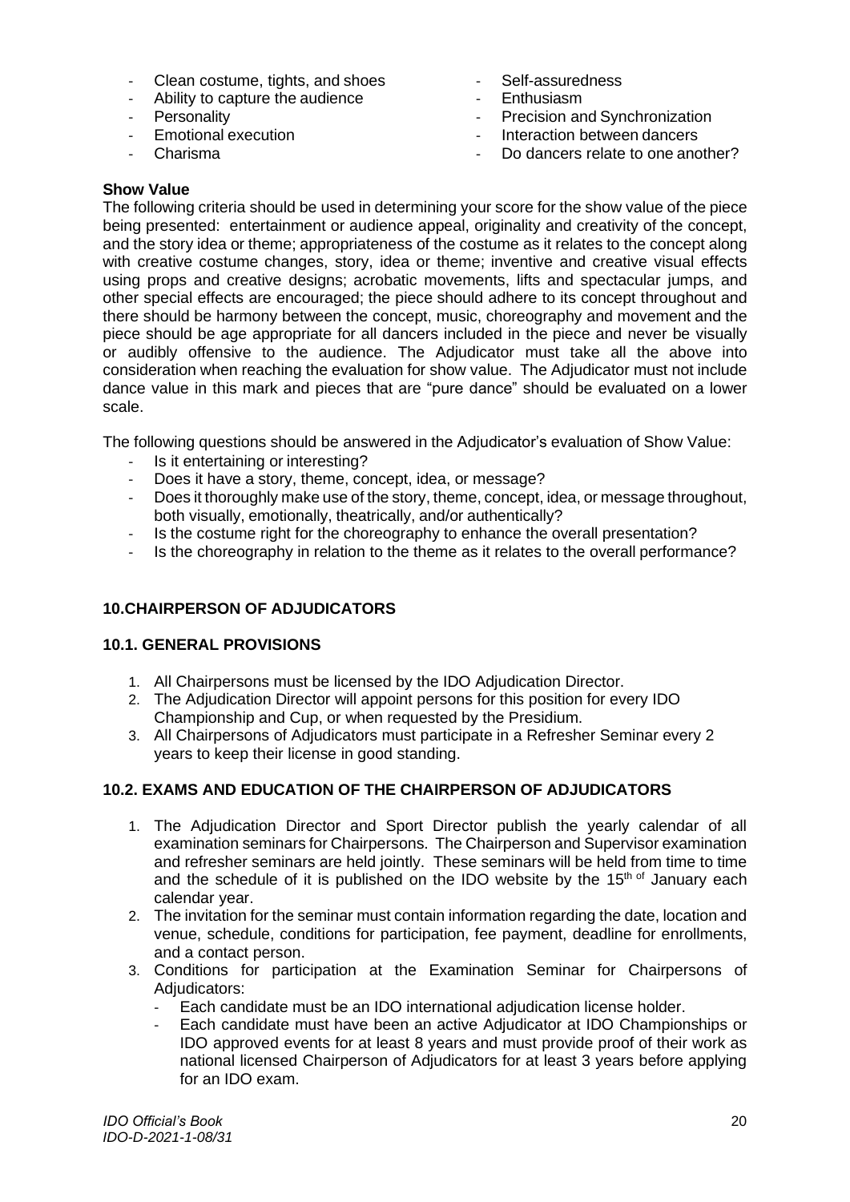- Clean costume, tights, and shoes
- Ability to capture the audience
- Personality
- Emotional execution
- Charisma
- Self-assuredness
- Enthusiasm
- Precision and Synchronization
- Interaction between dancers
- Do dancers relate to one another?

**Show Value**

The following criteria should be used in determining your score for the show value of the piece being presented: entertainment or audience appeal, originality and creativity of the concept, and the story idea or theme; appropriateness of the costume as it relates to the concept along with creative costume changes, story, idea or theme; inventive and creative visual effects using props and creative designs; acrobatic movements, lifts and spectacular jumps, and other special effects are encouraged; the piece should adhere to its concept throughout and there should be harmony between the concept, music, choreography and movement and the piece should be age appropriate for all dancers included in the piece and never be visually or audibly offensive to the audience. The Adjudicator must take all the above into consideration when reaching the evaluation for show value. The Adjudicator must not include dance value in this mark and pieces that are "pure dance" should be evaluated on a lower scale.

The following questions should be answered in the Adjudicator's evaluation of Show Value:

- Is it entertaining or interesting?
- Does it have a story, theme, concept, idea, or message?
- Does it thoroughly make use of the story, theme, concept, idea, or message throughout, both visually, emotionally, theatrically, and/or authentically?
- Is the costume right for the choreography to enhance the overall presentation?
- Is the choreography in relation to the theme as it relates to the overall performance?

## 10.CHAIRPERSON OF ADJUDICATORS

### 10.1. GENERAL PROVISIONS

1. All Chairpersons must be licensed by the IDO Adjudication Director.
2. The Adjudication Director will appoint persons for this position for every IDO Championship and Cup, or when requested by the Presidium.
3. All Chairpersons of Adjudicators must participate in a Refresher Seminar every 2 years to keep their license in good standing.

### 10.2. EXAMS AND EDUCATION OF THE CHAIRPERSON OF ADJUDICATORS

1. The Adjudication Director and Sport Director publish the yearly calendar of all examination seminars for Chairpersons. The Chairperson and Supervisor examination and refresher seminars are held jointly. These seminars will be held from time to time and the schedule of it is published on the IDO website by the 15th of January each calendar year.
2. The invitation for the seminar must contain information regarding the date, location and venue, schedule, conditions for participation, fee payment, deadline for enrollments, and a contact person.
3. Conditions for participation at the Examination Seminar for Chairpersons of Adjudicators:
   - Each candidate must be an IDO international adjudication license holder.
   - Each candidate must have been an active Adjudicator at IDO Championships or IDO approved events for at least 8 years and must provide proof of their work as national licensed Chairperson of Adjudicators for at least 3 years before applying for an IDO exam.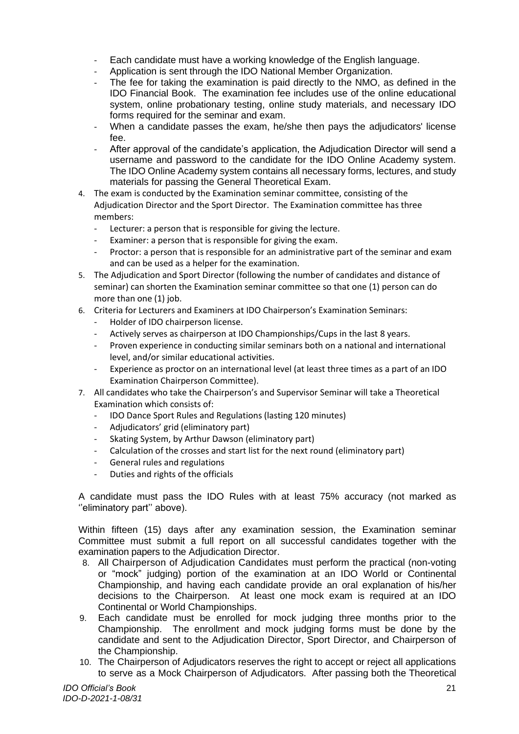- Each candidate must have a working knowledge of the English language.
- Application is sent through the IDO National Member Organization.
- The fee for taking the examination is paid directly to the NMO, as defined in the IDO Financial Book. The examination fee includes use of the online educational system, online probationary testing, online study materials, and necessary IDO forms required for the seminar and exam.
- When a candidate passes the exam, he/she then pays the adjudicators' license fee.
- After approval of the candidate's application, the Adjudication Director will send a username and password to the candidate for the IDO Online Academy system. The IDO Online Academy system contains all necessary forms, lectures, and study materials for passing the General Theoretical Exam.

4. The exam is conducted by the Examination seminar committee, consisting of the Adjudication Director and the Sport Director. The Examination committee has three members:
   - Lecturer: a person that is responsible for giving the lecture.
   - Examiner: a person that is responsible for giving the exam.
   - Proctor: a person that is responsible for an administrative part of the seminar and exam and can be used as a helper for the examination.
5. The Adjudication and Sport Director (following the number of candidates and distance of seminar) can shorten the Examination seminar committee so that one (1) person can do more than one (1) job.
6. Criteria for Lecturers and Examiners at IDO Chairperson's Examination Seminars:
   - Holder of IDO chairperson license.
   - Actively serves as chairperson at IDO Championships/Cups in the last 8 years.
   - Proven experience in conducting similar seminars both on a national and international level, and/or similar educational activities.
   - Experience as proctor on an international level (at least three times as a part of an IDO Examination Chairperson Committee).
7. All candidates who take the Chairperson's and Supervisor Seminar will take a Theoretical Examination which consists of:
   - IDO Dance Sport Rules and Regulations (lasting 120 minutes)
   - Adjudicators' grid (eliminatory part)
   - Skating System, by Arthur Dawson (eliminatory part)
   - Calculation of the crosses and start list for the next round (eliminatory part)
   - General rules and regulations
   - Duties and rights of the officials

   A candidate must pass the IDO Rules with at least 75% accuracy (not marked as ''eliminatory part'' above).

   Within fifteen (15) days after any examination session, the Examination seminar Committee must submit a full report on all successful candidates together with the examination papers to the Adjudication Director.
8. All Chairperson of Adjudication Candidates must perform the practical (non-voting or "mock" judging) portion of the examination at an IDO World or Continental Championship, and having each candidate provide an oral explanation of his/her decisions to the Chairperson. At least one mock exam is required at an IDO Continental or World Championships.
9. Each candidate must be enrolled for mock judging three months prior to the Championship. The enrollment and mock judging forms must be done by the candidate and sent to the Adjudication Director, Sport Director, and Chairperson of the Championship.
10. The Chairperson of Adjudicators reserves the right to accept or reject all applications to serve as a Mock Chairperson of Adjudicators. After passing both the Theoretical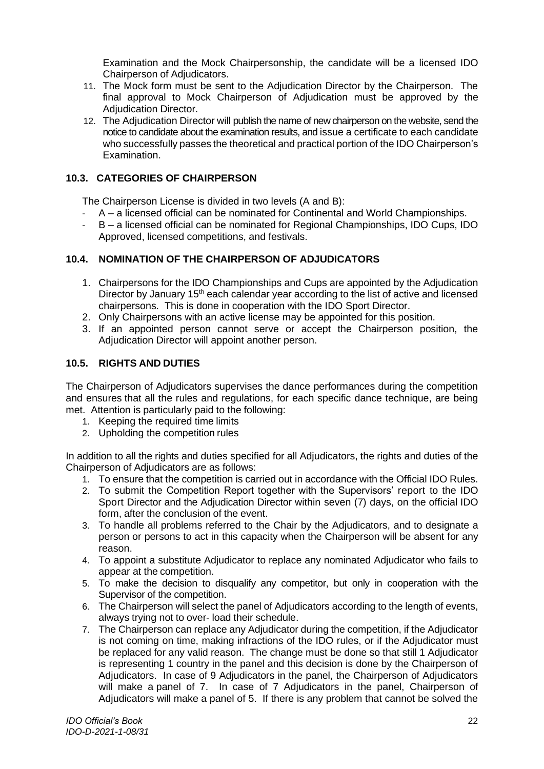Examination and the Mock Chairpersonship, the candidate will be a licensed IDO Chairperson of Adjudicators.

11. The Mock form must be sent to the Adjudication Director by the Chairperson. The final approval to Mock Chairperson of Adjudication must be approved by the Adjudication Director.
12. The Adjudication Director will publish the name of new chairperson on the website, send the notice to candidate about the examination results, and issue a certificate to each candidate who successfully passes the theoretical and practical portion of the IDO Chairperson's Examination.

### 10.3. CATEGORIES OF CHAIRPERSON

The Chairperson License is divided in two levels (A and B):

- A – a licensed official can be nominated for Continental and World Championships.
- B – a licensed official can be nominated for Regional Championships, IDO Cups, IDO Approved, licensed competitions, and festivals.

### 10.4. NOMINATION OF THE CHAIRPERSON OF ADJUDICATORS

1. Chairpersons for the IDO Championships and Cups are appointed by the Adjudication Director by January 15th each calendar year according to the list of active and licensed chairpersons. This is done in cooperation with the IDO Sport Director.
2. Only Chairpersons with an active license may be appointed for this position.
3. If an appointed person cannot serve or accept the Chairperson position, the Adjudication Director will appoint another person.

### 10.5. RIGHTS AND DUTIES

The Chairperson of Adjudicators supervises the dance performances during the competition and ensures that all the rules and regulations, for each specific dance technique, are being met. Attention is particularly paid to the following:

1. Keeping the required time limits
2. Upholding the competition rules

In addition to all the rights and duties specified for all Adjudicators, the rights and duties of the Chairperson of Adjudicators are as follows:

1. To ensure that the competition is carried out in accordance with the Official IDO Rules.
2. To submit the Competition Report together with the Supervisors' report to the IDO Sport Director and the Adjudication Director within seven (7) days, on the official IDO form, after the conclusion of the event.
3. To handle all problems referred to the Chair by the Adjudicators, and to designate a person or persons to act in this capacity when the Chairperson will be absent for any reason.
4. To appoint a substitute Adjudicator to replace any nominated Adjudicator who fails to appear at the competition.
5. To make the decision to disqualify any competitor, but only in cooperation with the Supervisor of the competition.
6. The Chairperson will select the panel of Adjudicators according to the length of events, always trying not to over- load their schedule.
7. The Chairperson can replace any Adjudicator during the competition, if the Adjudicator is not coming on time, making infractions of the IDO rules, or if the Adjudicator must be replaced for any valid reason. The change must be done so that still 1 Adjudicator is representing 1 country in the panel and this decision is done by the Chairperson of Adjudicators. In case of 9 Adjudicators in the panel, the Chairperson of Adjudicators will make a panel of 7. In case of 7 Adjudicators in the panel, Chairperson of Adjudicators will make a panel of 5. If there is any problem that cannot be solved the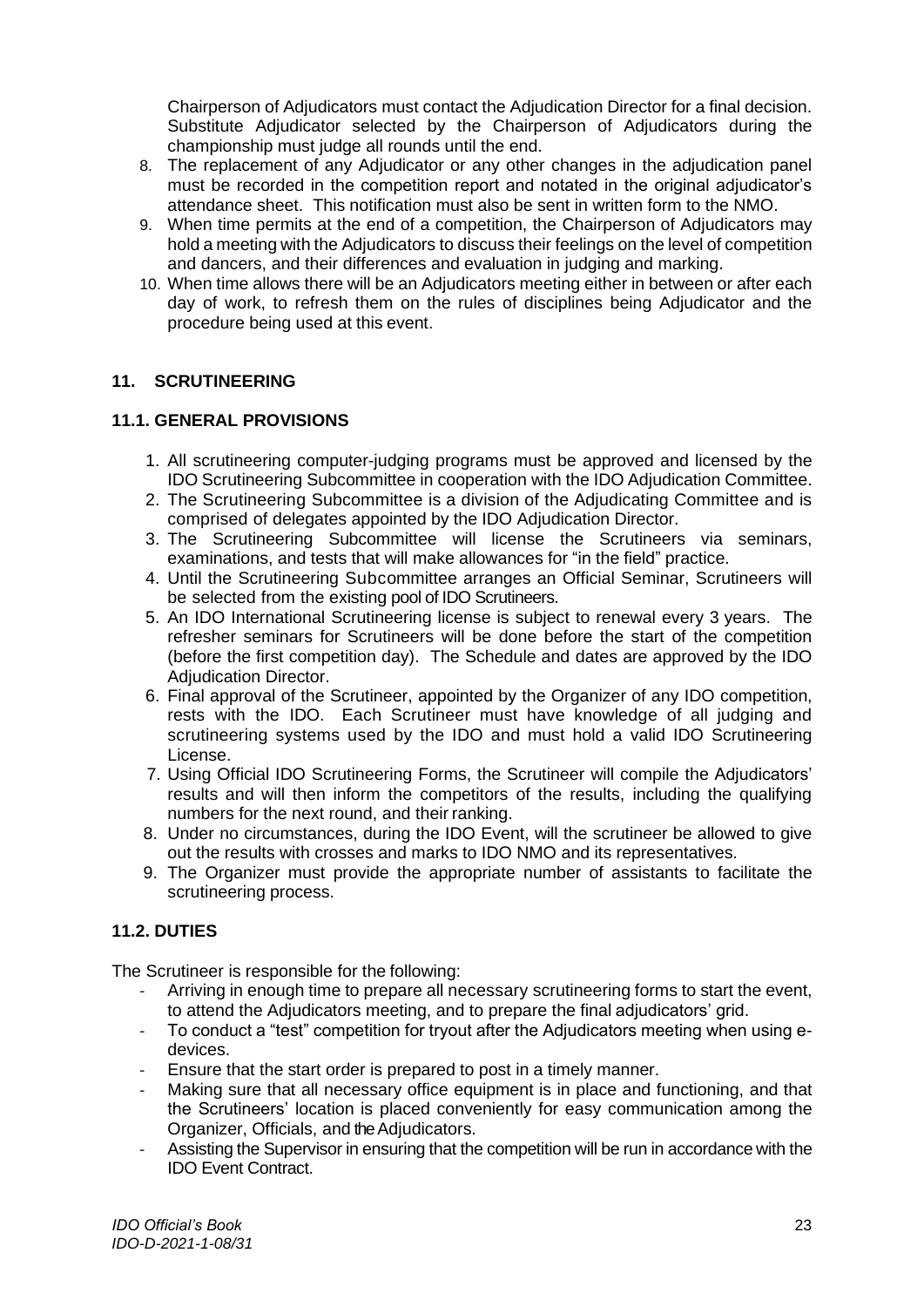Chairperson of Adjudicators must contact the Adjudication Director for a final decision. Substitute Adjudicator selected by the Chairperson of Adjudicators during the championship must judge all rounds until the end.

8. The replacement of any Adjudicator or any other changes in the adjudication panel must be recorded in the competition report and notated in the original adjudicator's attendance sheet. This notification must also be sent in written form to the NMO.
9. When time permits at the end of a competition, the Chairperson of Adjudicators may hold a meeting with the Adjudicators to discuss their feelings on the level of competition and dancers, and their differences and evaluation in judging and marking.
10. When time allows there will be an Adjudicators meeting either in between or after each day of work, to refresh them on the rules of disciplines being Adjudicator and the procedure being used at this event.

## 11. SCRUTINEERING

### 11.1. GENERAL PROVISIONS

1. All scrutineering computer-judging programs must be approved and licensed by the IDO Scrutineering Subcommittee in cooperation with the IDO Adjudication Committee.
2. The Scrutineering Subcommittee is a division of the Adjudicating Committee and is comprised of delegates appointed by the IDO Adjudication Director.
3. The Scrutineering Subcommittee will license the Scrutineers via seminars, examinations, and tests that will make allowances for "in the field" practice.
4. Until the Scrutineering Subcommittee arranges an Official Seminar, Scrutineers will be selected from the existing pool of IDO Scrutineers.
5. An IDO International Scrutineering license is subject to renewal every 3 years. The refresher seminars for Scrutineers will be done before the start of the competition (before the first competition day). The Schedule and dates are approved by the IDO Adjudication Director.
6. Final approval of the Scrutineer, appointed by the Organizer of any IDO competition, rests with the IDO. Each Scrutineer must have knowledge of all judging and scrutineering systems used by the IDO and must hold a valid IDO Scrutineering License.
7. Using Official IDO Scrutineering Forms, the Scrutineer will compile the Adjudicators' results and will then inform the competitors of the results, including the qualifying numbers for the next round, and their ranking.
8. Under no circumstances, during the IDO Event, will the scrutineer be allowed to give out the results with crosses and marks to IDO NMO and its representatives.
9. The Organizer must provide the appropriate number of assistants to facilitate the scrutineering process.

### 11.2. DUTIES

The Scrutineer is responsible for the following:

- Arriving in enough time to prepare all necessary scrutineering forms to start the event, to attend the Adjudicators meeting, and to prepare the final adjudicators' grid.
- To conduct a "test" competition for tryout after the Adjudicators meeting when using e-devices.
- Ensure that the start order is prepared to post in a timely manner.
- Making sure that all necessary office equipment is in place and functioning, and that the Scrutineers' location is placed conveniently for easy communication among the Organizer, Officials, and the Adjudicators.
- Assisting the Supervisor in ensuring that the competition will be run in accordance with the IDO Event Contract.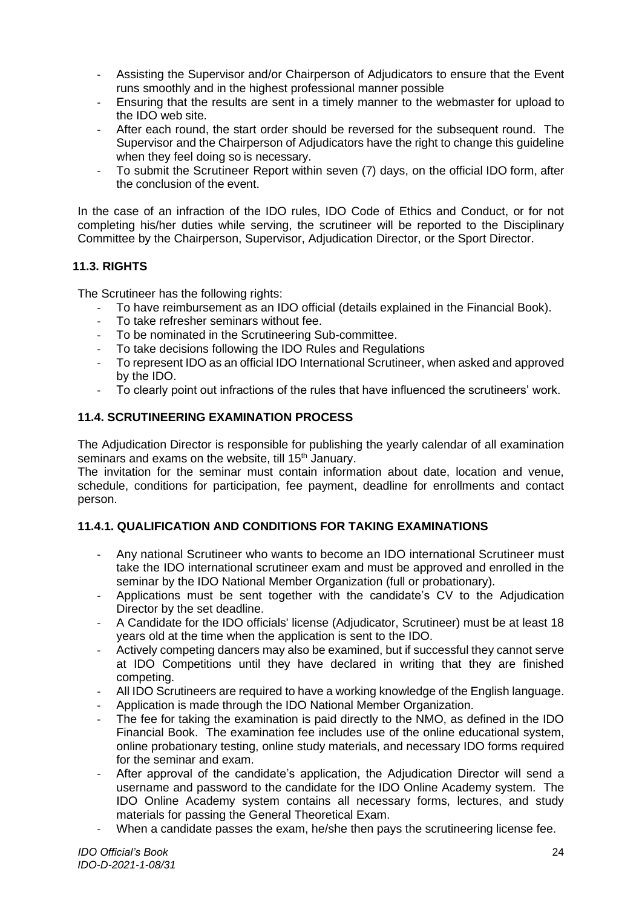- Assisting the Supervisor and/or Chairperson of Adjudicators to ensure that the Event runs smoothly and in the highest professional manner possible
- Ensuring that the results are sent in a timely manner to the webmaster for upload to the IDO web site.
- After each round, the start order should be reversed for the subsequent round. The Supervisor and the Chairperson of Adjudicators have the right to change this guideline when they feel doing so is necessary.
- To submit the Scrutineer Report within seven (7) days, on the official IDO form, after the conclusion of the event.

In the case of an infraction of the IDO rules, IDO Code of Ethics and Conduct, or for not completing his/her duties while serving, the scrutineer will be reported to the Disciplinary Committee by the Chairperson, Supervisor, Adjudication Director, or the Sport Director.

### 11.3. RIGHTS

The Scrutineer has the following rights:

- To have reimbursement as an IDO official (details explained in the Financial Book).
- To take refresher seminars without fee.
- To be nominated in the Scrutineering Sub-committee.
- To take decisions following the IDO Rules and Regulations
- To represent IDO as an official IDO International Scrutineer, when asked and approved by the IDO.
- To clearly point out infractions of the rules that have influenced the scrutineers' work.

### 11.4. SCRUTINEERING EXAMINATION PROCESS

The Adjudication Director is responsible for publishing the yearly calendar of all examination seminars and exams on the website, till 15th January.
The invitation for the seminar must contain information about date, location and venue, schedule, conditions for participation, fee payment, deadline for enrollments and contact person.

#### 11.4.1. QUALIFICATION AND CONDITIONS FOR TAKING EXAMINATIONS

- Any national Scrutineer who wants to become an IDO international Scrutineer must take the IDO international scrutineer exam and must be approved and enrolled in the seminar by the IDO National Member Organization (full or probationary).
- Applications must be sent together with the candidate's CV to the Adjudication Director by the set deadline.
- A Candidate for the IDO officials' license (Adjudicator, Scrutineer) must be at least 18 years old at the time when the application is sent to the IDO.
- Actively competing dancers may also be examined, but if successful they cannot serve at IDO Competitions until they have declared in writing that they are finished competing.
- All IDO Scrutineers are required to have a working knowledge of the English language.
- Application is made through the IDO National Member Organization.
- The fee for taking the examination is paid directly to the NMO, as defined in the IDO Financial Book. The examination fee includes use of the online educational system, online probationary testing, online study materials, and necessary IDO forms required for the seminar and exam.
- After approval of the candidate's application, the Adjudication Director will send a username and password to the candidate for the IDO Online Academy system. The IDO Online Academy system contains all necessary forms, lectures, and study materials for passing the General Theoretical Exam.
- When a candidate passes the exam, he/she then pays the scrutineering license fee.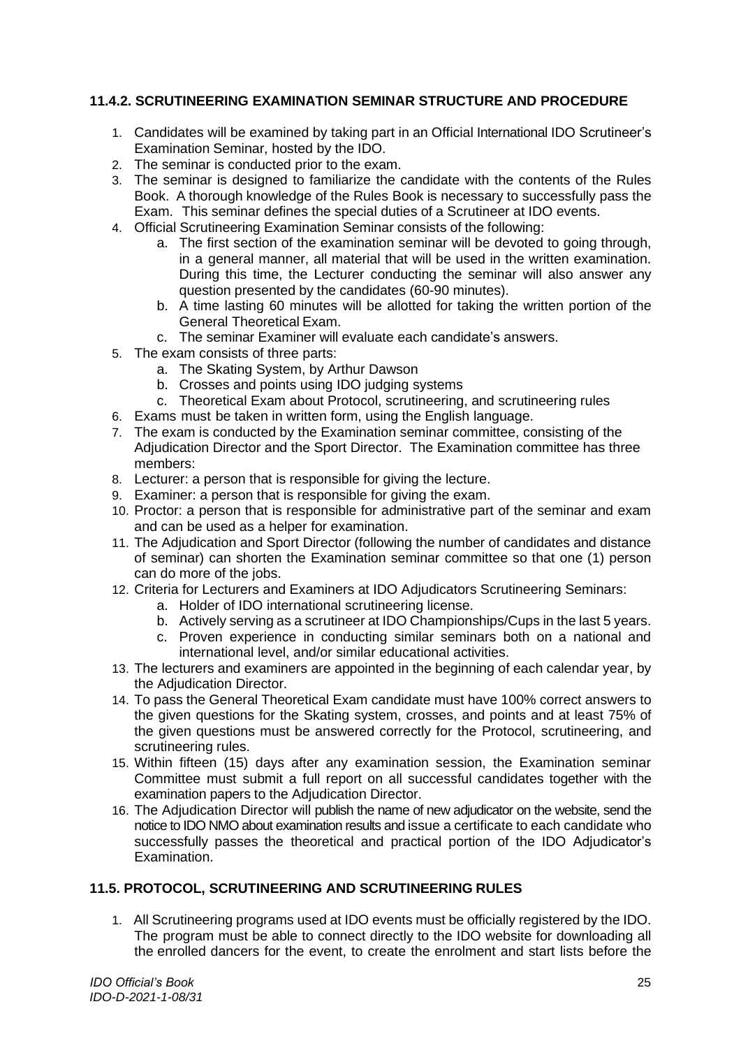### 11.4.2. SCRUTINEERING EXAMINATION SEMINAR STRUCTURE AND PROCEDURE

1. Candidates will be examined by taking part in an Official International IDO Scrutineer's Examination Seminar, hosted by the IDO.
2. The seminar is conducted prior to the exam.
3. The seminar is designed to familiarize the candidate with the contents of the Rules Book. A thorough knowledge of the Rules Book is necessary to successfully pass the Exam. This seminar defines the special duties of a Scrutineer at IDO events.
4. Official Scrutineering Examination Seminar consists of the following:
   a. The first section of the examination seminar will be devoted to going through, in a general manner, all material that will be used in the written examination. During this time, the Lecturer conducting the seminar will also answer any question presented by the candidates (60-90 minutes).
   b. A time lasting 60 minutes will be allotted for taking the written portion of the General Theoretical Exam.
   c. The seminar Examiner will evaluate each candidate's answers.
5. The exam consists of three parts:
   a. The Skating System, by Arthur Dawson
   b. Crosses and points using IDO judging systems
   c. Theoretical Exam about Protocol, scrutineering, and scrutineering rules
6. Exams must be taken in written form, using the English language.
7. The exam is conducted by the Examination seminar committee, consisting of the Adjudication Director and the Sport Director. The Examination committee has three members:
8. Lecturer: a person that is responsible for giving the lecture.
9. Examiner: a person that is responsible for giving the exam.
10. Proctor: a person that is responsible for administrative part of the seminar and exam and can be used as a helper for examination.
11. The Adjudication and Sport Director (following the number of candidates and distance of seminar) can shorten the Examination seminar committee so that one (1) person can do more of the jobs.
12. Criteria for Lecturers and Examiners at IDO Adjudicators Scrutineering Seminars:
    a. Holder of IDO international scrutineering license.
    b. Actively serving as a scrutineer at IDO Championships/Cups in the last 5 years.
    c. Proven experience in conducting similar seminars both on a national and international level, and/or similar educational activities.
13. The lecturers and examiners are appointed in the beginning of each calendar year, by the Adjudication Director.
14. To pass the General Theoretical Exam candidate must have 100% correct answers to the given questions for the Skating system, crosses, and points and at least 75% of the given questions must be answered correctly for the Protocol, scrutineering, and scrutineering rules.
15. Within fifteen (15) days after any examination session, the Examination seminar Committee must submit a full report on all successful candidates together with the examination papers to the Adjudication Director.
16. The Adjudication Director will publish the name of new adjudicator on the website, send the notice to IDO NMO about examination results and issue a certificate to each candidate who successfully passes the theoretical and practical portion of the IDO Adjudicator's Examination.

### 11.5. PROTOCOL, SCRUTINEERING AND SCRUTINEERING RULES

1. All Scrutineering programs used at IDO events must be officially registered by the IDO. The program must be able to connect directly to the IDO website for downloading all the enrolled dancers for the event, to create the enrolment and start lists before the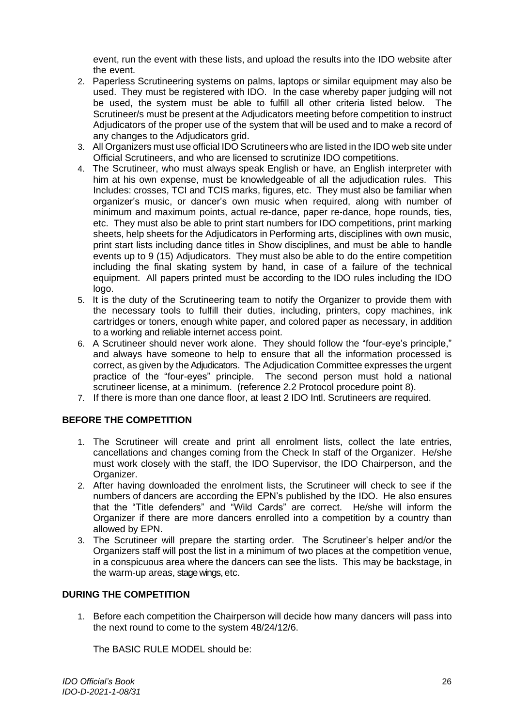event, run the event with these lists, and upload the results into the IDO website after the event.

2. Paperless Scrutineering systems on palms, laptops or similar equipment may also be used. They must be registered with IDO. In the case whereby paper judging will not be used, the system must be able to fulfill all other criteria listed below. The Scrutineer/s must be present at the Adjudicators meeting before competition to instruct Adjudicators of the proper use of the system that will be used and to make a record of any changes to the Adjudicators grid.
3. All Organizers must use official IDO Scrutineers who are listed in the IDO web site under Official Scrutineers, and who are licensed to scrutinize IDO competitions.
4. The Scrutineer, who must always speak English or have, an English interpreter with him at his own expense, must be knowledgeable of all the adjudication rules. This Includes: crosses, TCI and TCIS marks, figures, etc. They must also be familiar when organizer's music, or dancer's own music when required, along with number of minimum and maximum points, actual re-dance, paper re-dance, hope rounds, ties, etc. They must also be able to print start numbers for IDO competitions, print marking sheets, help sheets for the Adjudicators in Performing arts, disciplines with own music, print start lists including dance titles in Show disciplines, and must be able to handle events up to 9 (15) Adjudicators. They must also be able to do the entire competition including the final skating system by hand, in case of a failure of the technical equipment. All papers printed must be according to the IDO rules including the IDO logo.
5. It is the duty of the Scrutineering team to notify the Organizer to provide them with the necessary tools to fulfill their duties, including, printers, copy machines, ink cartridges or toners, enough white paper, and colored paper as necessary, in addition to a working and reliable internet access point.
6. A Scrutineer should never work alone. They should follow the "four-eye's principle," and always have someone to help to ensure that all the information processed is correct, as given by the Adjudicators. The Adjudication Committee expresses the urgent practice of the "four-eyes" principle. The second person must hold a national scrutineer license, at a minimum. (reference 2.2 Protocol procedure point 8).
7. If there is more than one dance floor, at least 2 IDO Intl. Scrutineers are required.

**BEFORE THE COMPETITION**

1. The Scrutineer will create and print all enrolment lists, collect the late entries, cancellations and changes coming from the Check In staff of the Organizer. He/she must work closely with the staff, the IDO Supervisor, the IDO Chairperson, and the Organizer.
2. After having downloaded the enrolment lists, the Scrutineer will check to see if the numbers of dancers are according the EPN's published by the IDO. He also ensures that the "Title defenders" and "Wild Cards" are correct. He/she will inform the Organizer if there are more dancers enrolled into a competition by a country than allowed by EPN.
3. The Scrutineer will prepare the starting order. The Scrutineer's helper and/or the Organizers staff will post the list in a minimum of two places at the competition venue, in a conspicuous area where the dancers can see the lists. This may be backstage, in the warm-up areas, stage wings, etc.

**DURING THE COMPETITION**

1. Before each competition the Chairperson will decide how many dancers will pass into the next round to come to the system 48/24/12/6.

   The BASIC RULE MODEL should be: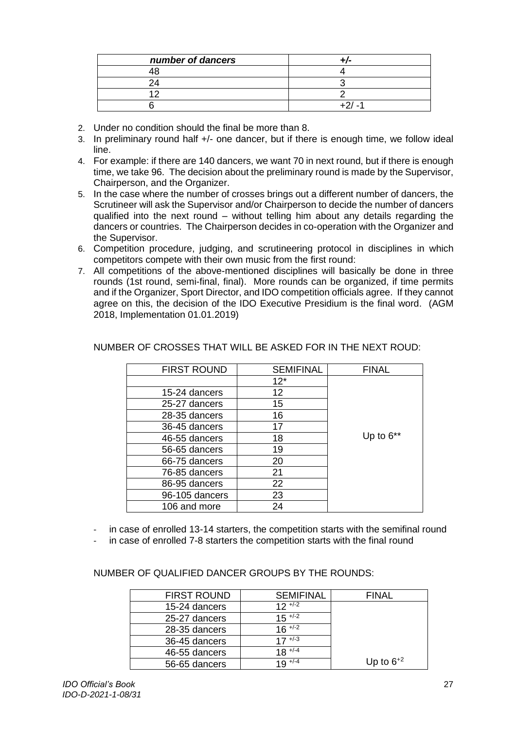| *number of dancers* | +/- |
|---|---|
| 48 | 4 |
| 24 | 3 |
| 12 | 2 |
| 6 | +2/ -1 |

2. Under no condition should the final be more than 8.
3. In preliminary round half +/- one dancer, but if there is enough time, we follow ideal line.
4. For example: if there are 140 dancers, we want 70 in next round, but if there is enough time, we take 96. The decision about the preliminary round is made by the Supervisor, Chairperson, and the Organizer.
5. In the case where the number of crosses brings out a different number of dancers, the Scrutineer will ask the Supervisor and/or Chairperson to decide the number of dancers qualified into the next round – without telling him about any details regarding the dancers or countries. The Chairperson decides in co-operation with the Organizer and the Supervisor.
6. Competition procedure, judging, and scrutineering protocol in disciplines in which competitors compete with their own music from the first round:
7. All competitions of the above-mentioned disciplines will basically be done in three rounds (1st round, semi-final, final). More rounds can be organized, if time permits and if the Organizer, Sport Director, and IDO competition officials agree. If they cannot agree on this, the decision of the IDO Executive Presidium is the final word. (AGM 2018, Implementation 01.01.2019)

NUMBER OF CROSSES THAT WILL BE ASKED FOR IN THE NEXT ROUD:

| FIRST ROUND | SEMIFINAL | FINAL |
|---|---|---|
| | 12* | Up to 6** |
| 15-24 dancers | 12 | |
| 25-27 dancers | 15 | |
| 28-35 dancers | 16 | |
| 36-45 dancers | 17 | |
| 46-55 dancers | 18 | |
| 56-65 dancers | 19 | |
| 66-75 dancers | 20 | |
| 76-85 dancers | 21 | |
| 86-95 dancers | 22 | |
| 96-105 dancers | 23 | |
| 106 and more | 24 | |

- in case of enrolled 13-14 starters, the competition starts with the semifinal round
- in case of enrolled 7-8 starters the competition starts with the final round

NUMBER OF QUALIFIED DANCER GROUPS BY THE ROUNDS:

| FIRST ROUND | SEMIFINAL | FINAL |
|---|---|---|
| 15-24 dancers | $12^{+/-2}$ | Up to $6^{+2}$ |
| 25-27 dancers | $15^{+/-2}$ | |
| 28-35 dancers | $16^{+/-2}$ | |
| 36-45 dancers | $17^{+/-3}$ | |
| 46-55 dancers | $18^{+/-4}$ | |
| 56-65 dancers | $19^{+/-4}$ | |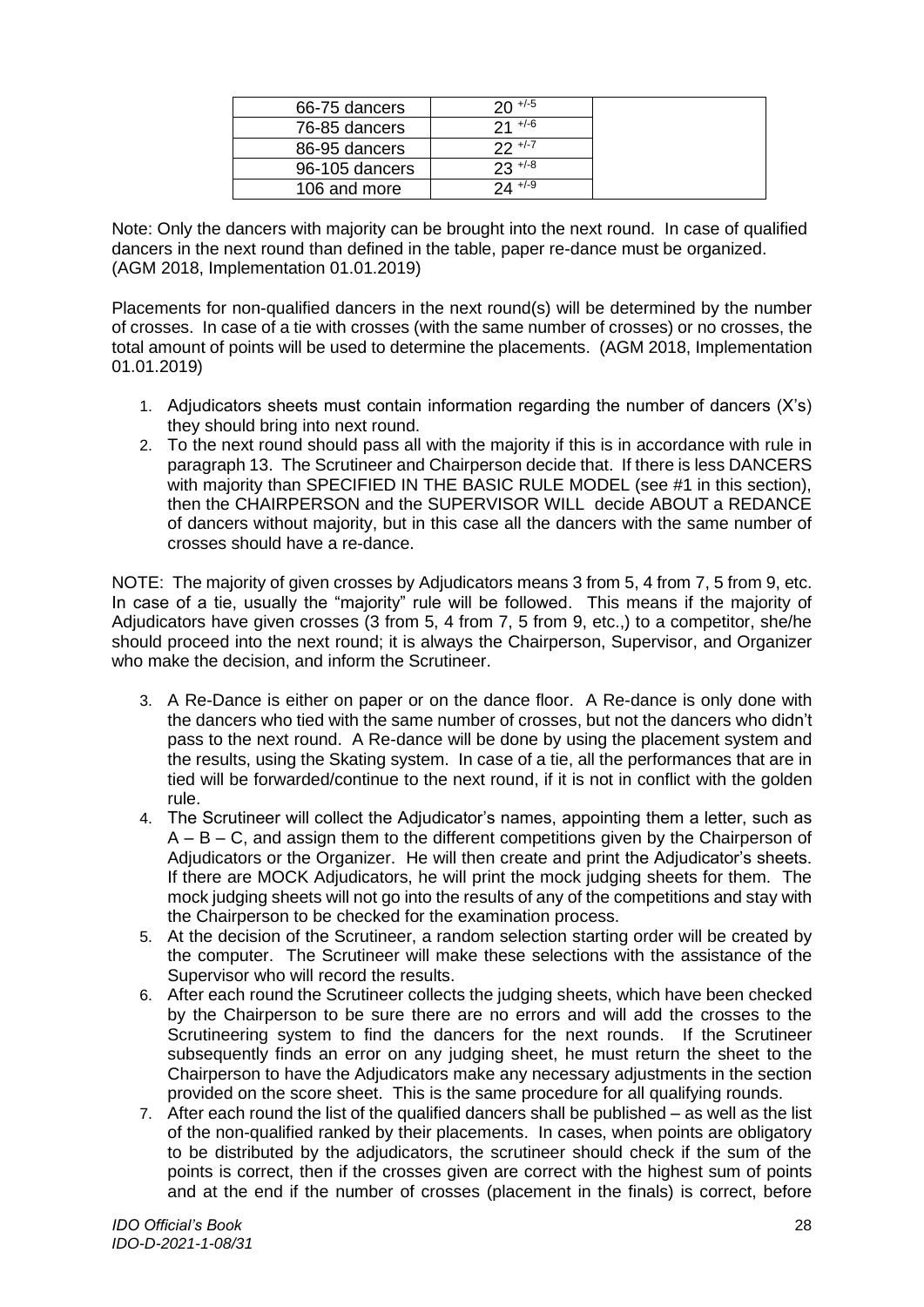| | | |
|---|---|---|
| 66-75 dancers | 20 $^{+/-5}$ | |
| 76-85 dancers | 21 $^{+/-6}$ | |
| 86-95 dancers | 22 $^{+/-7}$ | |
| 96-105 dancers | 23 $^{+/-8}$ | |
| 106 and more | 24 $^{+/-9}$ | |

Note: Only the dancers with majority can be brought into the next round. In case of qualified dancers in the next round than defined in the table, paper re-dance must be organized. (AGM 2018, Implementation 01.01.2019)

Placements for non-qualified dancers in the next round(s) will be determined by the number of crosses. In case of a tie with crosses (with the same number of crosses) or no crosses, the total amount of points will be used to determine the placements. (AGM 2018, Implementation 01.01.2019)

1. Adjudicators sheets must contain information regarding the number of dancers (X's) they should bring into next round.
2. To the next round should pass all with the majority if this is in accordance with rule in paragraph 13. The Scrutineer and Chairperson decide that. If there is less DANCERS with majority than SPECIFIED IN THE BASIC RULE MODEL (see #1 in this section), then the CHAIRPERSON and the SUPERVISOR WILL decide ABOUT a REDANCE of dancers without majority, but in this case all the dancers with the same number of crosses should have a re-dance.

NOTE: The majority of given crosses by Adjudicators means 3 from 5, 4 from 7, 5 from 9, etc. In case of a tie, usually the "majority" rule will be followed. This means if the majority of Adjudicators have given crosses (3 from 5, 4 from 7, 5 from 9, etc.,) to a competitor, she/he should proceed into the next round; it is always the Chairperson, Supervisor, and Organizer who make the decision, and inform the Scrutineer.

3. A Re-Dance is either on paper or on the dance floor. A Re-dance is only done with the dancers who tied with the same number of crosses, but not the dancers who didn't pass to the next round. A Re-dance will be done by using the placement system and the results, using the Skating system. In case of a tie, all the performances that are in tied will be forwarded/continue to the next round, if it is not in conflict with the golden rule.
4. The Scrutineer will collect the Adjudicator's names, appointing them a letter, such as A – B – C, and assign them to the different competitions given by the Chairperson of Adjudicators or the Organizer. He will then create and print the Adjudicator's sheets. If there are MOCK Adjudicators, he will print the mock judging sheets for them. The mock judging sheets will not go into the results of any of the competitions and stay with the Chairperson to be checked for the examination process.
5. At the decision of the Scrutineer, a random selection starting order will be created by the computer. The Scrutineer will make these selections with the assistance of the Supervisor who will record the results.
6. After each round the Scrutineer collects the judging sheets, which have been checked by the Chairperson to be sure there are no errors and will add the crosses to the Scrutineering system to find the dancers for the next rounds. If the Scrutineer subsequently finds an error on any judging sheet, he must return the sheet to the Chairperson to have the Adjudicators make any necessary adjustments in the section provided on the score sheet. This is the same procedure for all qualifying rounds.
7. After each round the list of the qualified dancers shall be published – as well as the list of the non-qualified ranked by their placements. In cases, when points are obligatory to be distributed by the adjudicators, the scrutineer should check if the sum of the points is correct, then if the crosses given are correct with the highest sum of points and at the end if the number of crosses (placement in the finals) is correct, before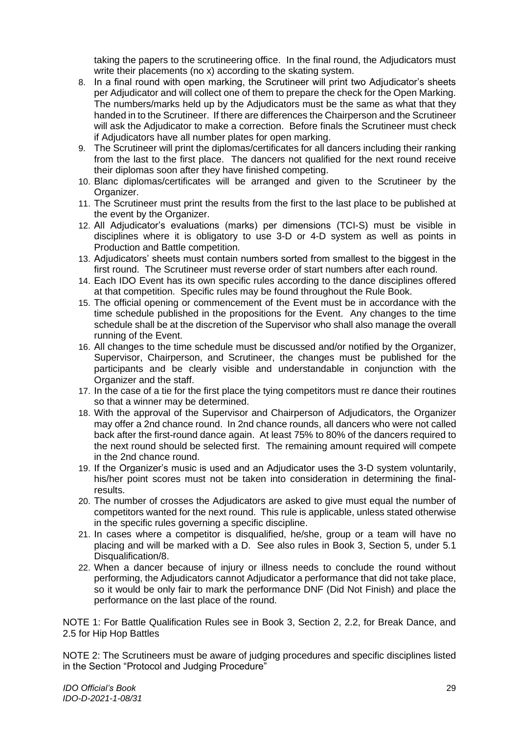taking the papers to the scrutineering office. In the final round, the Adjudicators must write their placements (no x) according to the skating system.

8. In a final round with open marking, the Scrutineer will print two Adjudicator's sheets per Adjudicator and will collect one of them to prepare the check for the Open Marking. The numbers/marks held up by the Adjudicators must be the same as what that they handed in to the Scrutineer. If there are differences the Chairperson and the Scrutineer will ask the Adjudicator to make a correction. Before finals the Scrutineer must check if Adjudicators have all number plates for open marking.
9. The Scrutineer will print the diplomas/certificates for all dancers including their ranking from the last to the first place. The dancers not qualified for the next round receive their diplomas soon after they have finished competing.
10. Blanc diplomas/certificates will be arranged and given to the Scrutineer by the Organizer.
11. The Scrutineer must print the results from the first to the last place to be published at the event by the Organizer.
12. All Adjudicator's evaluations (marks) per dimensions (TCI-S) must be visible in disciplines where it is obligatory to use 3-D or 4-D system as well as points in Production and Battle competition.
13. Adjudicators' sheets must contain numbers sorted from smallest to the biggest in the first round. The Scrutineer must reverse order of start numbers after each round.
14. Each IDO Event has its own specific rules according to the dance disciplines offered at that competition. Specific rules may be found throughout the Rule Book.
15. The official opening or commencement of the Event must be in accordance with the time schedule published in the propositions for the Event. Any changes to the time schedule shall be at the discretion of the Supervisor who shall also manage the overall running of the Event.
16. All changes to the time schedule must be discussed and/or notified by the Organizer, Supervisor, Chairperson, and Scrutineer, the changes must be published for the participants and be clearly visible and understandable in conjunction with the Organizer and the staff.
17. In the case of a tie for the first place the tying competitors must re dance their routines so that a winner may be determined.
18. With the approval of the Supervisor and Chairperson of Adjudicators, the Organizer may offer a 2nd chance round. In 2nd chance rounds, all dancers who were not called back after the first-round dance again. At least 75% to 80% of the dancers required to the next round should be selected first. The remaining amount required will compete in the 2nd chance round.
19. If the Organizer's music is used and an Adjudicator uses the 3-D system voluntarily, his/her point scores must not be taken into consideration in determining the final-results.
20. The number of crosses the Adjudicators are asked to give must equal the number of competitors wanted for the next round. This rule is applicable, unless stated otherwise in the specific rules governing a specific discipline.
21. In cases where a competitor is disqualified, he/she, group or a team will have no placing and will be marked with a D. See also rules in Book 3, Section 5, under 5.1 Disqualification/8.
22. When a dancer because of injury or illness needs to conclude the round without performing, the Adjudicators cannot Adjudicator a performance that did not take place, so it would be only fair to mark the performance DNF (Did Not Finish) and place the performance on the last place of the round.

NOTE 1: For Battle Qualification Rules see in Book 3, Section 2, 2.2, for Break Dance, and 2.5 for Hip Hop Battles

NOTE 2: The Scrutineers must be aware of judging procedures and specific disciplines listed in the Section "Protocol and Judging Procedure"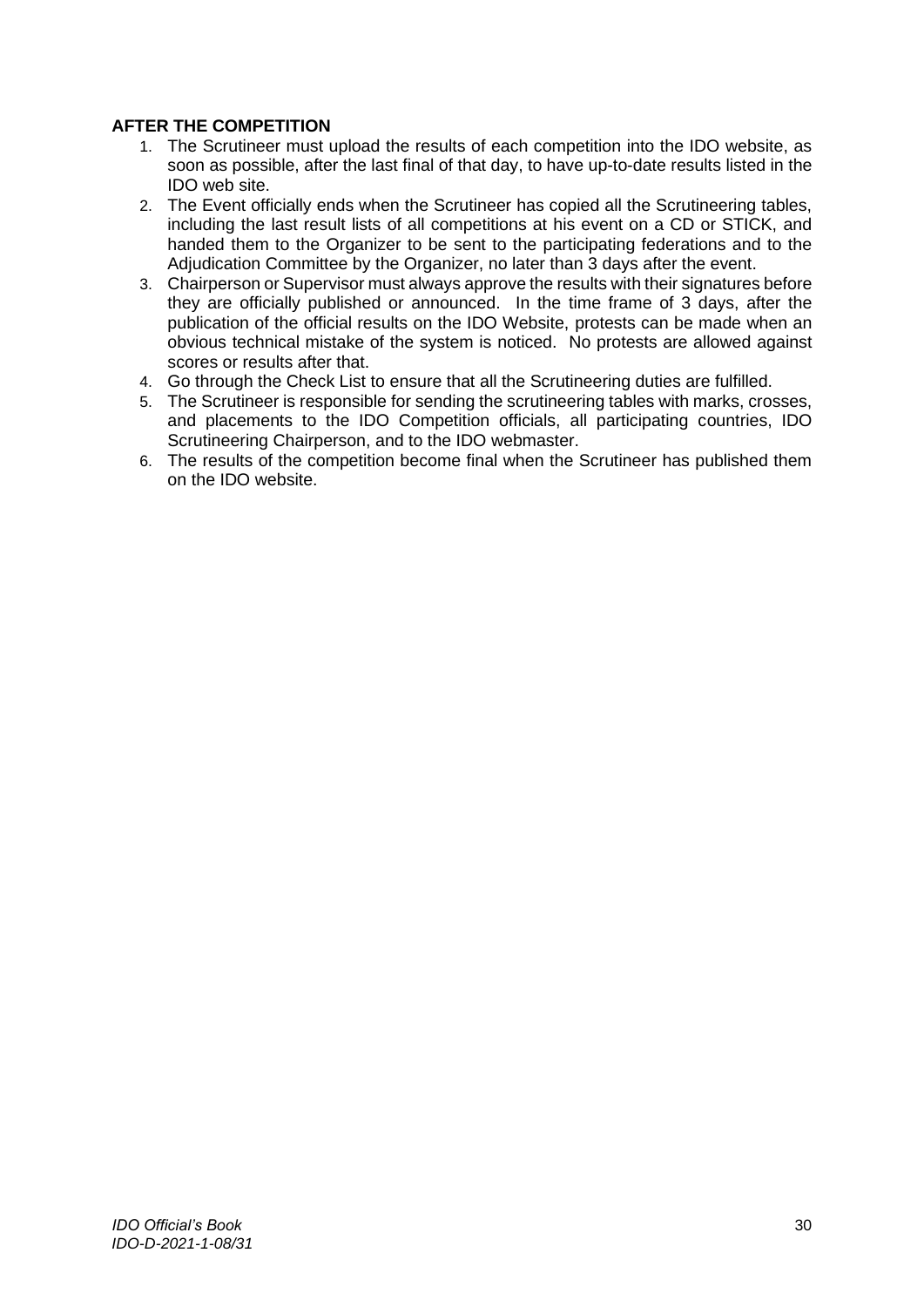**AFTER THE COMPETITION**

1. The Scrutineer must upload the results of each competition into the IDO website, as soon as possible, after the last final of that day, to have up-to-date results listed in the IDO web site.
2. The Event officially ends when the Scrutineer has copied all the Scrutineering tables, including the last result lists of all competitions at his event on a CD or STICK, and handed them to the Organizer to be sent to the participating federations and to the Adjudication Committee by the Organizer, no later than 3 days after the event.
3. Chairperson or Supervisor must always approve the results with their signatures before they are officially published or announced. In the time frame of 3 days, after the publication of the official results on the IDO Website, protests can be made when an obvious technical mistake of the system is noticed. No protests are allowed against scores or results after that.
4. Go through the Check List to ensure that all the Scrutineering duties are fulfilled.
5. The Scrutineer is responsible for sending the scrutineering tables with marks, crosses, and placements to the IDO Competition officials, all participating countries, IDO Scrutineering Chairperson, and to the IDO webmaster.
6. The results of the competition become final when the Scrutineer has published them on the IDO website.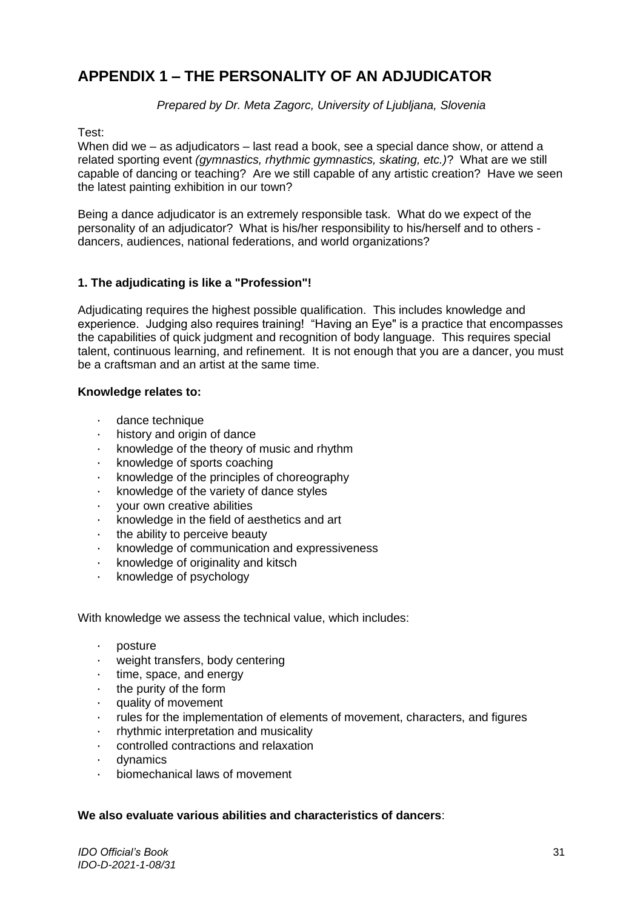# APPENDIX 1 – THE PERSONALITY OF AN ADJUDICATOR

*Prepared by Dr. Meta Zagorc, University of Ljubljana, Slovenia*

Test:
When did we – as adjudicators – last read a book, see a special dance show, or attend a related sporting event *(gymnastics, rhythmic gymnastics, skating, etc.)*? What are we still capable of dancing or teaching? Are we still capable of any artistic creation? Have we seen the latest painting exhibition in our town?

Being a dance adjudicator is an extremely responsible task. What do we expect of the personality of an adjudicator? What is his/her responsibility to his/herself and to others - dancers, audiences, national federations, and world organizations?

### 1. The adjudicating is like a "Profession"!

Adjudicating requires the highest possible qualification. This includes knowledge and experience. Judging also requires training! "Having an Eye" is a practice that encompasses the capabilities of quick judgment and recognition of body language. This requires special talent, continuous learning, and refinement. It is not enough that you are a dancer, you must be a craftsman and an artist at the same time.

**Knowledge relates to:**

- dance technique
- history and origin of dance
- knowledge of the theory of music and rhythm
- knowledge of sports coaching
- knowledge of the principles of choreography
- knowledge of the variety of dance styles
- your own creative abilities
- knowledge in the field of aesthetics and art
- the ability to perceive beauty
- knowledge of communication and expressiveness
- knowledge of originality and kitsch
- knowledge of psychology

With knowledge we assess the technical value, which includes:

- posture
- weight transfers, body centering
- time, space, and energy
- the purity of the form
- quality of movement
- rules for the implementation of elements of movement, characters, and figures
- rhythmic interpretation and musicality
- controlled contractions and relaxation
- dynamics
- biomechanical laws of movement

**We also evaluate various abilities and characteristics of dancers**: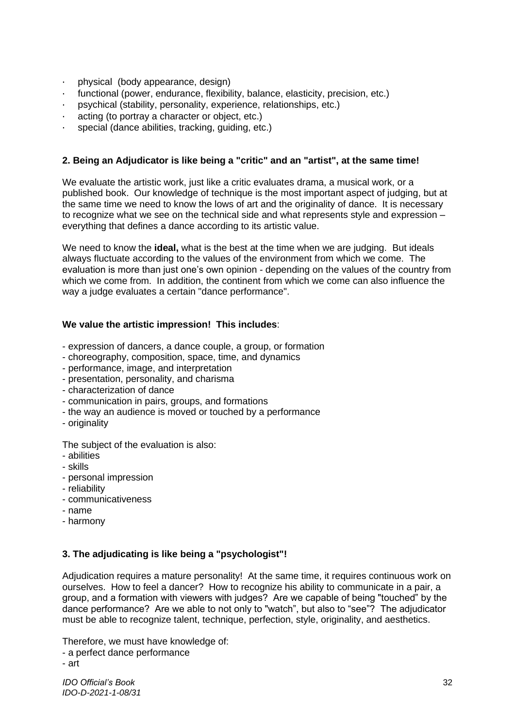- physical (body appearance, design)
- functional (power, endurance, flexibility, balance, elasticity, precision, etc.)
- psychical (stability, personality, experience, relationships, etc.)
- acting (to portray a character or object, etc.)
- special (dance abilities, tracking, guiding, etc.)

**2. Being an Adjudicator is like being a "critic" and an "artist", at the same time!**

We evaluate the artistic work, just like a critic evaluates drama, a musical work, or a published book. Our knowledge of technique is the most important aspect of judging, but at the same time we need to know the lows of art and the originality of dance. It is necessary to recognize what we see on the technical side and what represents style and expression – everything that defines a dance according to its artistic value.

We need to know the **ideal,** what is the best at the time when we are judging. But ideals always fluctuate according to the values of the environment from which we come. The evaluation is more than just one's own opinion - depending on the values of the country from which we come from. In addition, the continent from which we come can also influence the way a judge evaluates a certain "dance performance".

**We value the artistic impression! This includes**:

- expression of dancers, a dance couple, a group, or formation
- choreography, composition, space, time, and dynamics
- performance, image, and interpretation
- presentation, personality, and charisma
- characterization of dance
- communication in pairs, groups, and formations
- the way an audience is moved or touched by a performance
- originality

The subject of the evaluation is also:

- abilities
- skills
- personal impression
- reliability
- communicativeness
- name
- harmony

**3. The adjudicating is like being a "psychologist"!**

Adjudication requires a mature personality! At the same time, it requires continuous work on ourselves. How to feel a dancer? How to recognize his ability to communicate in a pair, a group, and a formation with viewers with judges? Are we capable of being "touched" by the dance performance? Are we able to not only to "watch", but also to "see"? The adjudicator must be able to recognize talent, technique, perfection, style, originality, and aesthetics.

Therefore, we must have knowledge of:

- a perfect dance performance
- art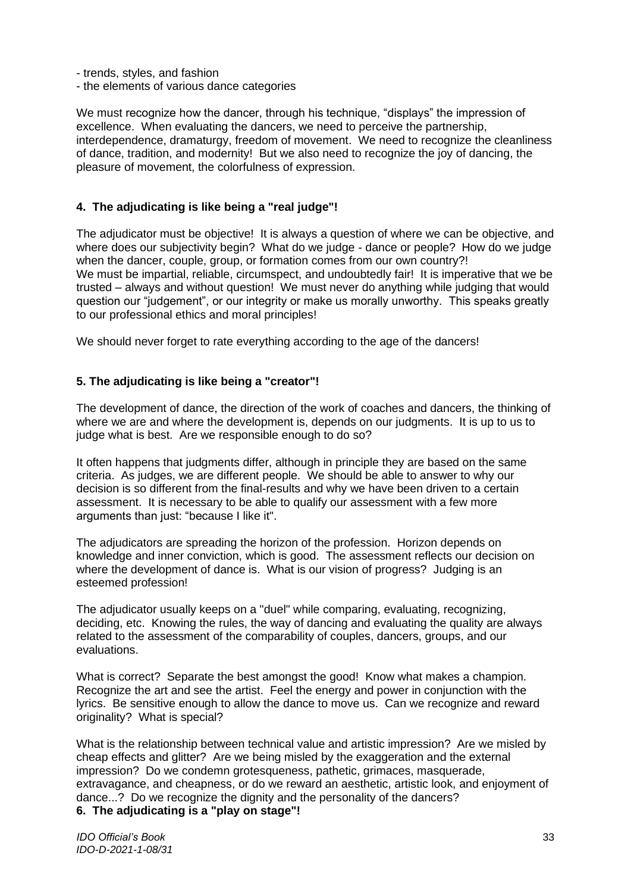- trends, styles, and fashion
- the elements of various dance categories

We must recognize how the dancer, through his technique, "displays" the impression of excellence. When evaluating the dancers, we need to perceive the partnership, interdependence, dramaturgy, freedom of movement. We need to recognize the cleanliness of dance, tradition, and modernity! But we also need to recognize the joy of dancing, the pleasure of movement, the colorfulness of expression.

#### 4. The adjudicating is like being a "real judge"!

The adjudicator must be objective! It is always a question of where we can be objective, and where does our subjectivity begin? What do we judge - dance or people? How do we judge when the dancer, couple, group, or formation comes from our own country?!
We must be impartial, reliable, circumspect, and undoubtedly fair! It is imperative that we be trusted – always and without question! We must never do anything while judging that would question our "judgement", or our integrity or make us morally unworthy. This speaks greatly to our professional ethics and moral principles!

We should never forget to rate everything according to the age of the dancers!

#### 5. The adjudicating is like being a "creator"!

The development of dance, the direction of the work of coaches and dancers, the thinking of where we are and where the development is, depends on our judgments. It is up to us to judge what is best. Are we responsible enough to do so?

It often happens that judgments differ, although in principle they are based on the same criteria. As judges, we are different people. We should be able to answer to why our decision is so different from the final-results and why we have been driven to a certain assessment. It is necessary to be able to qualify our assessment with a few more arguments than just: "because I like it".

The adjudicators are spreading the horizon of the profession. Horizon depends on knowledge and inner conviction, which is good. The assessment reflects our decision on where the development of dance is. What is our vision of progress? Judging is an esteemed profession!

The adjudicator usually keeps on a "duel" while comparing, evaluating, recognizing, deciding, etc. Knowing the rules, the way of dancing and evaluating the quality are always related to the assessment of the comparability of couples, dancers, groups, and our evaluations.

What is correct? Separate the best amongst the good! Know what makes a champion. Recognize the art and see the artist. Feel the energy and power in conjunction with the lyrics. Be sensitive enough to allow the dance to move us. Can we recognize and reward originality? What is special?

What is the relationship between technical value and artistic impression? Are we misled by cheap effects and glitter? Are we being misled by the exaggeration and the external impression? Do we condemn grotesqueness, pathetic, grimaces, masquerade, extravagance, and cheapness, or do we reward an aesthetic, artistic look, and enjoyment of dance...? Do we recognize the dignity and the personality of the dancers?

#### 6. The adjudicating is a "play on stage"!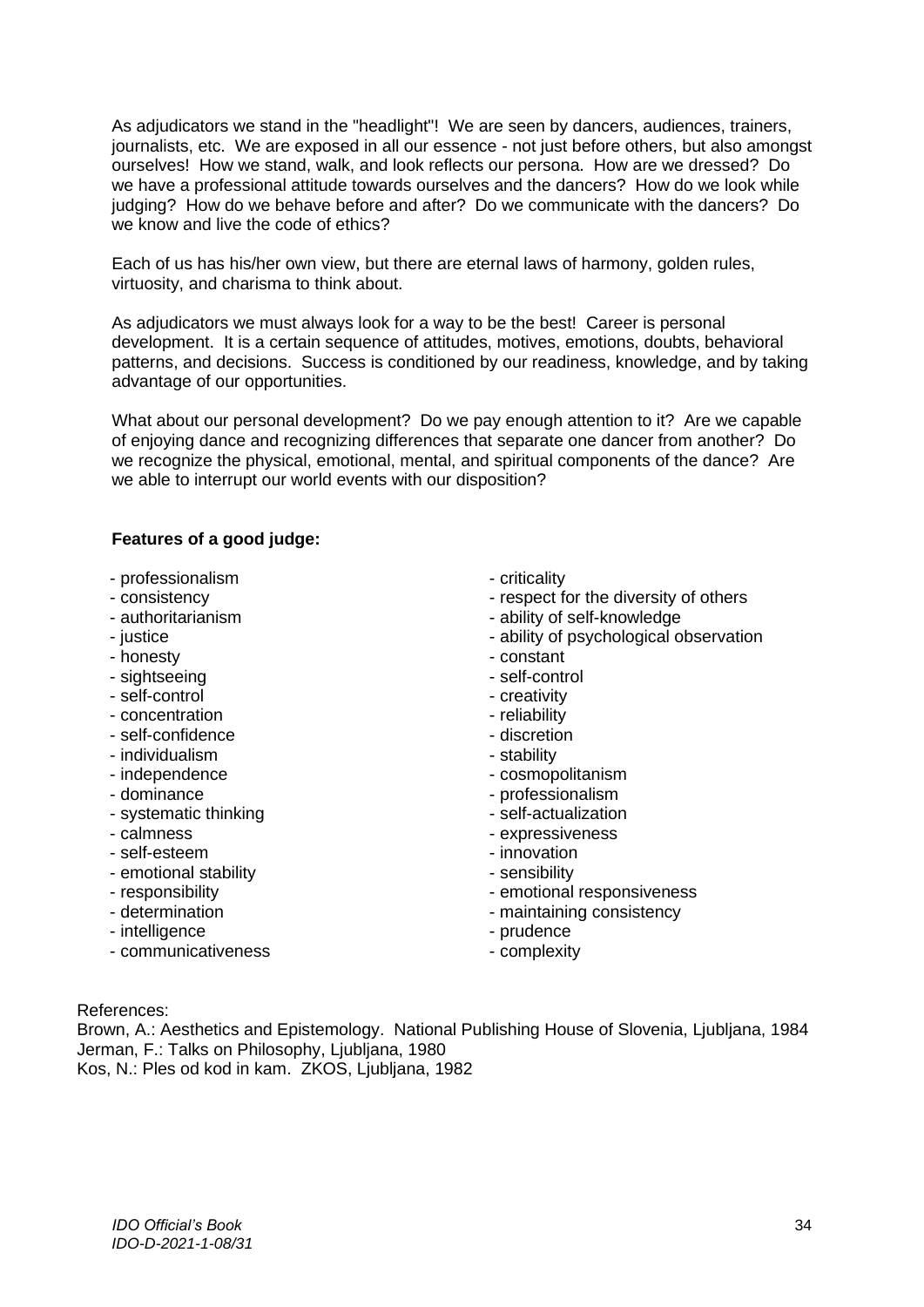As adjudicators we stand in the "headlight"! We are seen by dancers, audiences, trainers, journalists, etc. We are exposed in all our essence - not just before others, but also amongst ourselves! How we stand, walk, and look reflects our persona. How are we dressed? Do we have a professional attitude towards ourselves and the dancers? How do we look while judging? How do we behave before and after? Do we communicate with the dancers? Do we know and live the code of ethics?

Each of us has his/her own view, but there are eternal laws of harmony, golden rules, virtuosity, and charisma to think about.

As adjudicators we must always look for a way to be the best! Career is personal development. It is a certain sequence of attitudes, motives, emotions, doubts, behavioral patterns, and decisions. Success is conditioned by our readiness, knowledge, and by taking advantage of our opportunities.

What about our personal development? Do we pay enough attention to it? Are we capable of enjoying dance and recognizing differences that separate one dancer from another? Do we recognize the physical, emotional, mental, and spiritual components of the dance? Are we able to interrupt our world events with our disposition?

**Features of a good judge:**

- professionalism
- consistency
- authoritarianism
- justice
- honesty
- sightseeing
- self-control
- concentration
- self-confidence
- individualism
- independence
- dominance
- systematic thinking
- calmness
- self-esteem
- emotional stability
- responsibility
- determination
- intelligence
- communicativeness
- criticality
- respect for the diversity of others
- ability of self-knowledge
- ability of psychological observation
- constant
- self-control
- creativity
- reliability
- discretion
- stability
- cosmopolitanism
- professionalism
- self-actualization
- expressiveness
- innovation
- sensibility
- emotional responsiveness
- maintaining consistency
- prudence
- complexity

References:
Brown, A.: Aesthetics and Epistemology. National Publishing House of Slovenia, Ljubljana, 1984
Jerman, F.: Talks on Philosophy, Ljubljana, 1980
Kos, N.: Ples od kod in kam. ZKOS, Ljubljana, 1982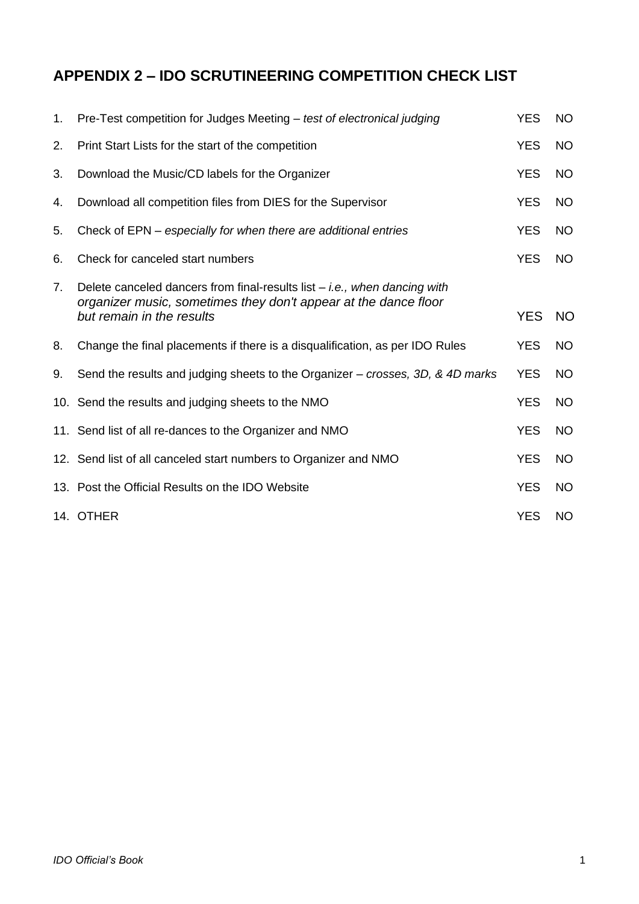# APPENDIX 2 – IDO SCRUTINEERING COMPETITION CHECK LIST

| | | | |
|---|---|---|---|
| 1. | Pre-Test competition for Judges Meeting – *test of electronical judging* | YES | NO |
| 2. | Print Start Lists for the start of the competition | YES | NO |
| 3. | Download the Music/CD labels for the Organizer | YES | NO |
| 4. | Download all competition files from DIES for the Supervisor | YES | NO |
| 5. | Check of EPN – *especially for when there are additional entries* | YES | NO |
| 6. | Check for canceled start numbers | YES | NO |
| 7. | Delete canceled dancers from final-results list – *i.e., when dancing with organizer music, sometimes they don't appear at the dance floor but remain in the results* | YES | NO |
| 8. | Change the final placements if there is a disqualification, as per IDO Rules | YES | NO |
| 9. | Send the results and judging sheets to the Organizer – *crosses, 3D, & 4D marks* | YES | NO |
| 10. | Send the results and judging sheets to the NMO | YES | NO |
| 11. | Send list of all re-dances to the Organizer and NMO | YES | NO |
| 12. | Send list of all canceled start numbers to Organizer and NMO | YES | NO |
| 13. | Post the Official Results on the IDO Website | YES | NO |
| 14. | OTHER | YES | NO |